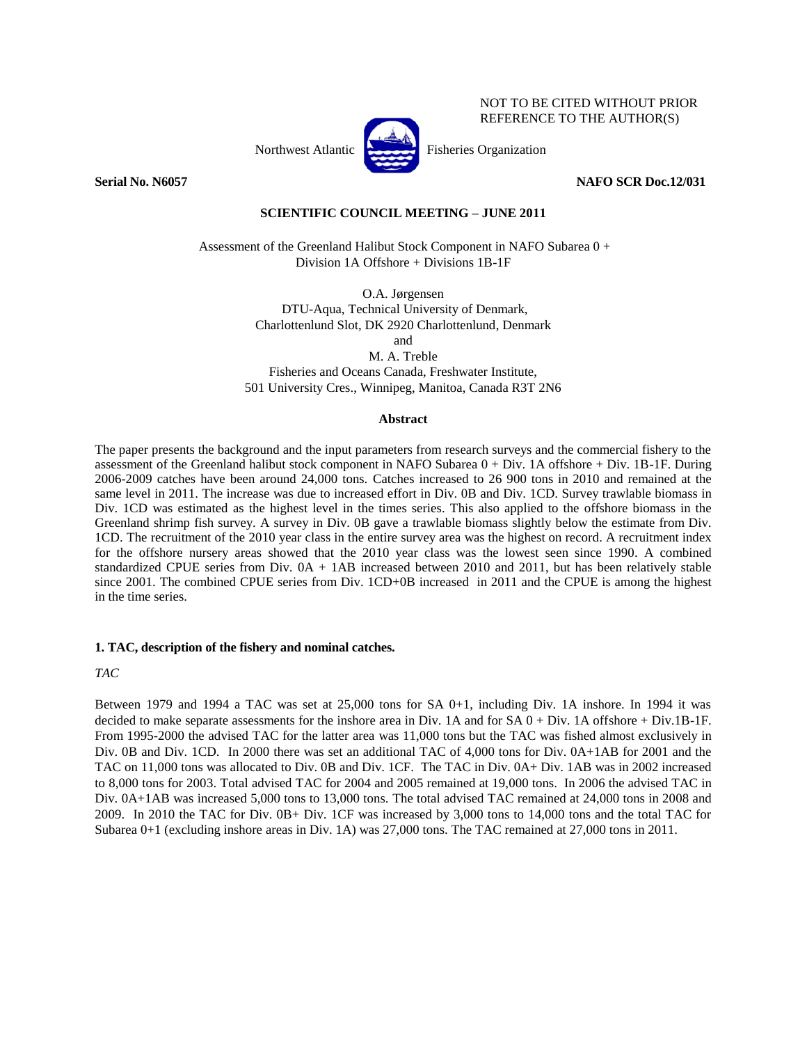NOT TO BE CITED WITHOUT PRIOR REFERENCE TO THE AUTHOR(S)

Northwest Atlantic Fisheries Organization

**Serial No. N6057** **NAFO SCR Doc.12/031**

**SCIENTIFIC COUNCIL MEETING – JUNE 2011**

Assessment of the Greenland Halibut Stock Component in NAFO Subarea 0 + Division 1A Offshore + Divisions 1B-1F

O.A. Jørgensen
DTU-Aqua, Technical University of Denmark,
Charlottenlund Slot, DK 2920 Charlottenlund, Denmark
and
M. A. Treble
Fisheries and Oceans Canada, Freshwater Institute,
501 University Cres., Winnipeg, Manitoa, Canada R3T 2N6

**Abstract**

The paper presents the background and the input parameters from research surveys and the commercial fishery to the assessment of the Greenland halibut stock component in NAFO Subarea 0 + Div. 1A offshore + Div. 1B-1F. During 2006-2009 catches have been around 24,000 tons. Catches increased to 26 900 tons in 2010 and remained at the same level in 2011. The increase was due to increased effort in Div. 0B and Div. 1CD. Survey trawlable biomass in Div. 1CD was estimated as the highest level in the times series. This also applied to the offshore biomass in the Greenland shrimp fish survey. A survey in Div. 0B gave a trawlable biomass slightly below the estimate from Div. 1CD. The recruitment of the 2010 year class in the entire survey area was the highest on record. A recruitment index for the offshore nursery areas showed that the 2010 year class was the lowest seen since 1990. A combined standardized CPUE series from Div. 0A + 1AB increased between 2010 and 2011, but has been relatively stable since 2001. The combined CPUE series from Div. 1CD+0B increased in 2011 and the CPUE is among the highest in the time series.

**1. TAC, description of the fishery and nominal catches.**

*TAC*

Between 1979 and 1994 a TAC was set at 25,000 tons for SA 0+1, including Div. 1A inshore. In 1994 it was decided to make separate assessments for the inshore area in Div. 1A and for SA 0 + Div. 1A offshore + Div.1B-1F. From 1995-2000 the advised TAC for the latter area was 11,000 tons but the TAC was fished almost exclusively in Div. 0B and Div. 1CD. In 2000 there was set an additional TAC of 4,000 tons for Div. 0A+1AB for 2001 and the TAC on 11,000 tons was allocated to Div. 0B and Div. 1CF. The TAC in Div. 0A+ Div. 1AB was in 2002 increased to 8,000 tons for 2003. Total advised TAC for 2004 and 2005 remained at 19,000 tons. In 2006 the advised TAC in Div. 0A+1AB was increased 5,000 tons to 13,000 tons. The total advised TAC remained at 24,000 tons in 2008 and 2009. In 2010 the TAC for Div. 0B+ Div. 1CF was increased by 3,000 tons to 14,000 tons and the total TAC for Subarea 0+1 (excluding inshore areas in Div. 1A) was 27,000 tons. The TAC remained at 27,000 tons in 2011.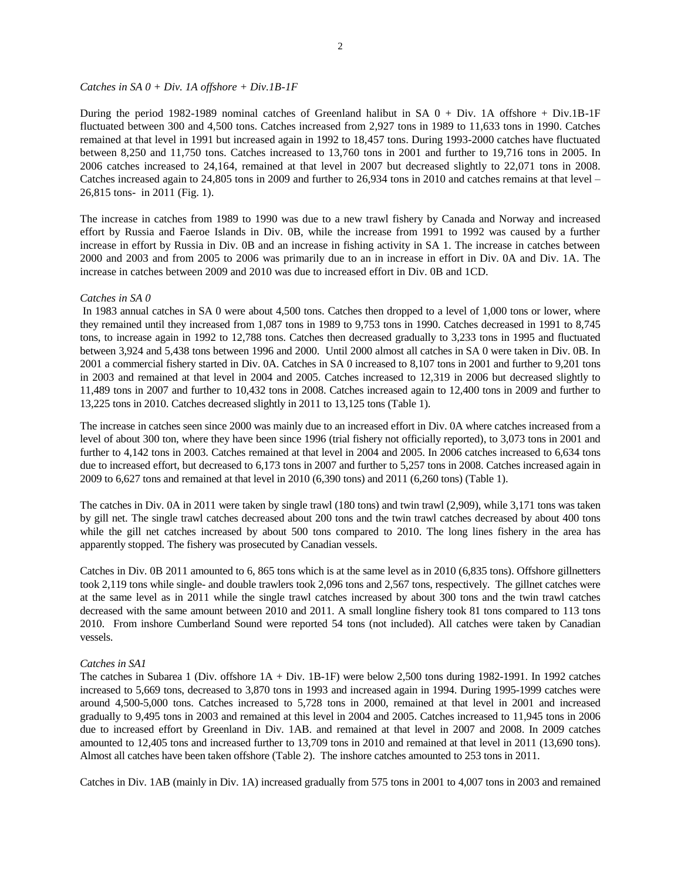*Catches in SA 0 + Div. 1A offshore + Div.1B-1F*

During the period 1982-1989 nominal catches of Greenland halibut in SA 0 + Div. 1A offshore + Div.1B-1F fluctuated between 300 and 4,500 tons. Catches increased from 2,927 tons in 1989 to 11,633 tons in 1990. Catches remained at that level in 1991 but increased again in 1992 to 18,457 tons. During 1993-2000 catches have fluctuated between 8,250 and 11,750 tons. Catches increased to 13,760 tons in 2001 and further to 19,716 tons in 2005. In 2006 catches increased to 24,164, remained at that level in 2007 but decreased slightly to 22,071 tons in 2008. Catches increased again to 24,805 tons in 2009 and further to 26,934 tons in 2010 and catches remains at that level – 26,815 tons- in 2011 (Fig. 1).

The increase in catches from 1989 to 1990 was due to a new trawl fishery by Canada and Norway and increased effort by Russia and Faeroe Islands in Div. 0B, while the increase from 1991 to 1992 was caused by a further increase in effort by Russia in Div. 0B and an increase in fishing activity in SA 1. The increase in catches between 2000 and 2003 and from 2005 to 2006 was primarily due to an in increase in effort in Div. 0A and Div. 1A. The increase in catches between 2009 and 2010 was due to increased effort in Div. 0B and 1CD.

*Catches in SA 0*

In 1983 annual catches in SA 0 were about 4,500 tons. Catches then dropped to a level of 1,000 tons or lower, where they remained until they increased from 1,087 tons in 1989 to 9,753 tons in 1990. Catches decreased in 1991 to 8,745 tons, to increase again in 1992 to 12,788 tons. Catches then decreased gradually to 3,233 tons in 1995 and fluctuated between 3,924 and 5,438 tons between 1996 and 2000. Until 2000 almost all catches in SA 0 were taken in Div. 0B. In 2001 a commercial fishery started in Div. 0A. Catches in SA 0 increased to 8,107 tons in 2001 and further to 9,201 tons in 2003 and remained at that level in 2004 and 2005. Catches increased to 12,319 in 2006 but decreased slightly to 11,489 tons in 2007 and further to 10,432 tons in 2008. Catches increased again to 12,400 tons in 2009 and further to 13,225 tons in 2010. Catches decreased slightly in 2011 to 13,125 tons (Table 1).

The increase in catches seen since 2000 was mainly due to an increased effort in Div. 0A where catches increased from a level of about 300 ton, where they have been since 1996 (trial fishery not officially reported), to 3,073 tons in 2001 and further to 4,142 tons in 2003. Catches remained at that level in 2004 and 2005. In 2006 catches increased to 6,634 tons due to increased effort, but decreased to 6,173 tons in 2007 and further to 5,257 tons in 2008. Catches increased again in 2009 to 6,627 tons and remained at that level in 2010 (6,390 tons) and 2011 (6,260 tons) (Table 1).

The catches in Div. 0A in 2011 were taken by single trawl (180 tons) and twin trawl (2,909), while 3,171 tons was taken by gill net. The single trawl catches decreased about 200 tons and the twin trawl catches decreased by about 400 tons while the gill net catches increased by about 500 tons compared to 2010. The long lines fishery in the area has apparently stopped. The fishery was prosecuted by Canadian vessels.

Catches in Div. 0B 2011 amounted to 6, 865 tons which is at the same level as in 2010 (6,835 tons). Offshore gillnetters took 2,119 tons while single- and double trawlers took 2,096 tons and 2,567 tons, respectively. The gillnet catches were at the same level as in 2011 while the single trawl catches increased by about 300 tons and the twin trawl catches decreased with the same amount between 2010 and 2011. A small longline fishery took 81 tons compared to 113 tons 2010. From inshore Cumberland Sound were reported 54 tons (not included). All catches were taken by Canadian vessels.

*Catches in SA1*

The catches in Subarea 1 (Div. offshore 1A + Div. 1B-1F) were below 2,500 tons during 1982-1991. In 1992 catches increased to 5,669 tons, decreased to 3,870 tons in 1993 and increased again in 1994. During 1995-1999 catches were around 4,500-5,000 tons. Catches increased to 5,728 tons in 2000, remained at that level in 2001 and increased gradually to 9,495 tons in 2003 and remained at this level in 2004 and 2005. Catches increased to 11,945 tons in 2006 due to increased effort by Greenland in Div. 1AB. and remained at that level in 2007 and 2008. In 2009 catches amounted to 12,405 tons and increased further to 13,709 tons in 2010 and remained at that level in 2011 (13,690 tons). Almost all catches have been taken offshore (Table 2). The inshore catches amounted to 253 tons in 2011.

Catches in Div. 1AB (mainly in Div. 1A) increased gradually from 575 tons in 2001 to 4,007 tons in 2003 and remained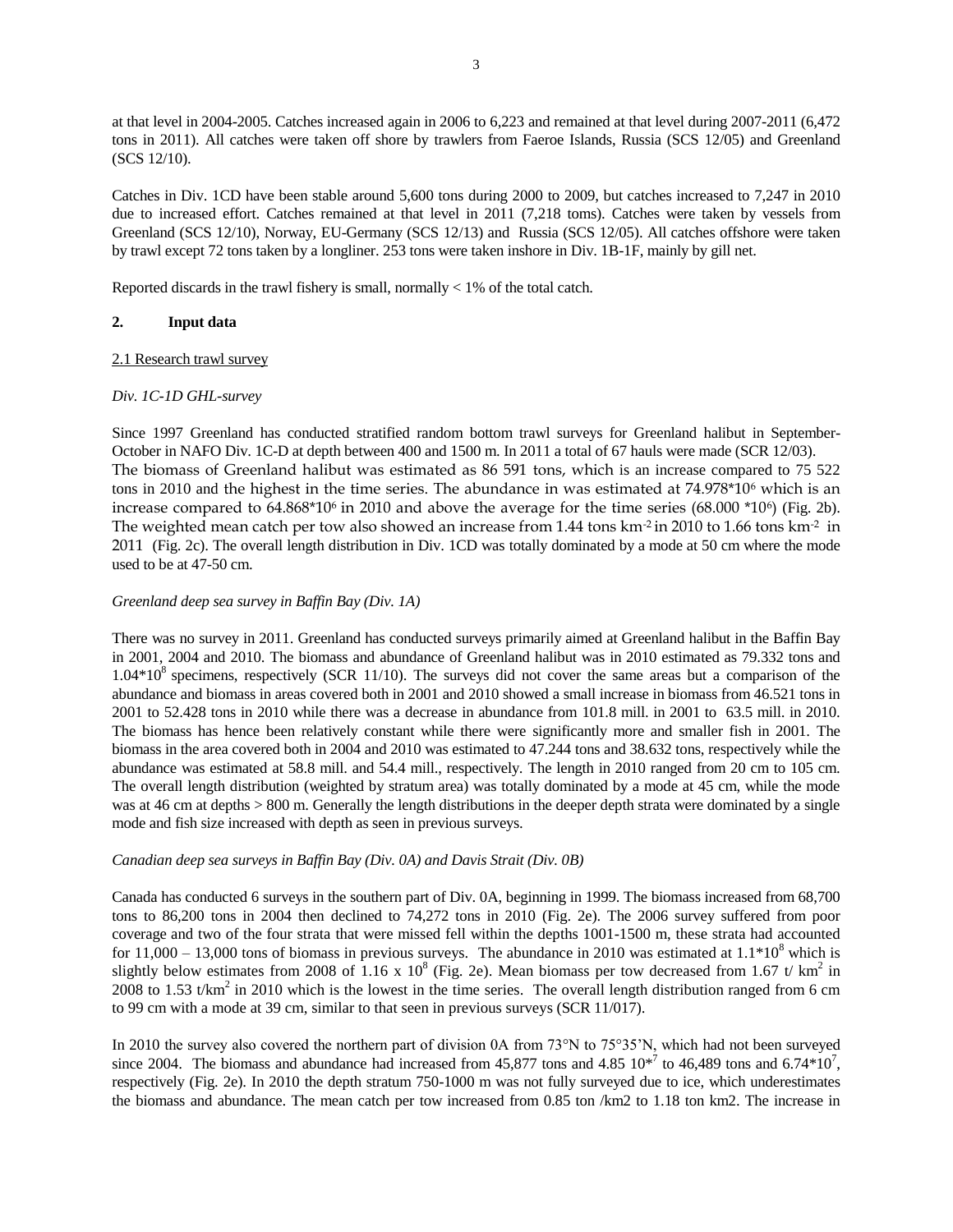at that level in 2004-2005. Catches increased again in 2006 to 6,223 and remained at that level during 2007-2011 (6,472 tons in 2011). All catches were taken off shore by trawlers from Faeroe Islands, Russia (SCS 12/05) and Greenland (SCS 12/10).

Catches in Div. 1CD have been stable around 5,600 tons during 2000 to 2009, but catches increased to 7,247 in 2010 due to increased effort. Catches remained at that level in 2011 (7,218 toms). Catches were taken by vessels from Greenland (SCS 12/10), Norway, EU-Germany (SCS 12/13) and Russia (SCS 12/05). All catches offshore were taken by trawl except 72 tons taken by a longliner. 253 tons were taken inshore in Div. 1B-1F, mainly by gill net.

Reported discards in the trawl fishery is small, normally < 1% of the total catch.

## 2. Input data

2.1 Research trawl survey

*Div. 1C-1D GHL-survey*

Since 1997 Greenland has conducted stratified random bottom trawl surveys for Greenland halibut in September-October in NAFO Div. 1C-D at depth between 400 and 1500 m. In 2011 a total of 67 hauls were made (SCR 12/03). The biomass of Greenland halibut was estimated as 86 591 tons, which is an increase compared to 75 522 tons in 2010 and the highest in the time series. The abundance in was estimated at $74.978*10^6$ which is an increase compared to $64.868*10^6$ in 2010 and above the average for the time series ($68.000*10^6$) (Fig. 2b). The weighted mean catch per tow also showed an increase from 1.44 tons km$^{-2}$ in 2010 to 1.66 tons km$^{-2}$ in 2011 (Fig. 2c). The overall length distribution in Div. 1CD was totally dominated by a mode at 50 cm where the mode used to be at 47-50 cm.

*Greenland deep sea survey in Baffin Bay (Div. 1A)*

There was no survey in 2011. Greenland has conducted surveys primarily aimed at Greenland halibut in the Baffin Bay in 2001, 2004 and 2010. The biomass and abundance of Greenland halibut was in 2010 estimated as 79.332 tons and $1.04*10^8$ specimens, respectively (SCR 11/10). The surveys did not cover the same areas but a comparison of the abundance and biomass in areas covered both in 2001 and 2010 showed a small increase in biomass from 46.521 tons in 2001 to 52.428 tons in 2010 while there was a decrease in abundance from 101.8 mill. in 2001 to 63.5 mill. in 2010. The biomass has hence been relatively constant while there were significantly more and smaller fish in 2001. The biomass in the area covered both in 2004 and 2010 was estimated to 47.244 tons and 38.632 tons, respectively while the abundance was estimated at 58.8 mill. and 54.4 mill., respectively. The length in 2010 ranged from 20 cm to 105 cm. The overall length distribution (weighted by stratum area) was totally dominated by a mode at 45 cm, while the mode was at 46 cm at depths > 800 m. Generally the length distributions in the deeper depth strata were dominated by a single mode and fish size increased with depth as seen in previous surveys.

*Canadian deep sea surveys in Baffin Bay (Div. 0A) and Davis Strait (Div. 0B)*

Canada has conducted 6 surveys in the southern part of Div. 0A, beginning in 1999. The biomass increased from 68,700 tons to 86,200 tons in 2004 then declined to 74,272 tons in 2010 (Fig. 2e). The 2006 survey suffered from poor coverage and two of the four strata that were missed fell within the depths 1001-1500 m, these strata had accounted for 11,000 – 13,000 tons of biomass in previous surveys. The abundance in 2010 was estimated at $1.1*10^8$ which is slightly below estimates from 2008 of $1.16 \times 10^8$ (Fig. 2e). Mean biomass per tow decreased from 1.67 t/ km$^2$ in 2008 to 1.53 t/km$^2$ in 2010 which is the lowest in the time series. The overall length distribution ranged from 6 cm to 99 cm with a mode at 39 cm, similar to that seen in previous surveys (SCR 11/017).

In 2010 the survey also covered the northern part of division 0A from 73°N to 75°35'N, which had not been surveyed since 2004. The biomass and abundance had increased from 45,877 tons and $4.85\ 10^{*7}$ to 46,489 tons and $6.74*10^7$, respectively (Fig. 2e). In 2010 the depth stratum 750-1000 m was not fully surveyed due to ice, which underestimates the biomass and abundance. The mean catch per tow increased from 0.85 ton /km2 to 1.18 ton km2. The increase in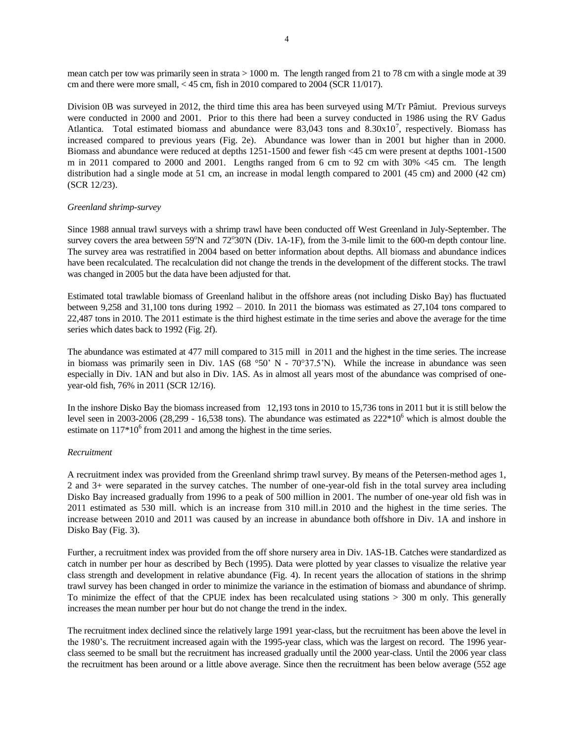mean catch per tow was primarily seen in strata > 1000 m. The length ranged from 21 to 78 cm with a single mode at 39 cm and there were more small, < 45 cm, fish in 2010 compared to 2004 (SCR 11/017).

Division 0B was surveyed in 2012, the third time this area has been surveyed using M/Tr Pâmiut. Previous surveys were conducted in 2000 and 2001. Prior to this there had been a survey conducted in 1986 using the RV Gadus Atlantica. Total estimated biomass and abundance were 83,043 tons and $8.30 x 10^7$, respectively. Biomass has increased compared to previous years (Fig. 2e). Abundance was lower than in 2001 but higher than in 2000. Biomass and abundance were reduced at depths 1251-1500 and fewer fish <45 cm were present at depths 1001-1500 m in 2011 compared to 2000 and 2001. Lengths ranged from 6 cm to 92 cm with 30% <45 cm. The length distribution had a single mode at 51 cm, an increase in modal length compared to 2001 (45 cm) and 2000 (42 cm) (SCR 12/23).

*Greenland shrimp-survey*

Since 1988 annual trawl surveys with a shrimp trawl have been conducted off West Greenland in July-September. The survey covers the area between 59°N and 72°30'N (Div. 1A-1F), from the 3-mile limit to the 600-m depth contour line. The survey area was restratified in 2004 based on better information about depths. All biomass and abundance indices have been recalculated. The recalculation did not change the trends in the development of the different stocks. The trawl was changed in 2005 but the data have been adjusted for that.

Estimated total trawlable biomass of Greenland halibut in the offshore areas (not including Disko Bay) has fluctuated between 9,258 and 31,100 tons during 1992 – 2010. In 2011 the biomass was estimated as 27,104 tons compared to 22,487 tons in 2010. The 2011 estimate is the third highest estimate in the time series and above the average for the time series which dates back to 1992 (Fig. 2f).

The abundance was estimated at 477 mill compared to 315 mill in 2011 and the highest in the time series. The increase in biomass was primarily seen in Div. 1AS (68 °50' N - 70°37.5'N). While the increase in abundance was seen especially in Div. 1AN and but also in Div. 1AS. As in almost all years most of the abundance was comprised of one-year-old fish, 76% in 2011 (SCR 12/16).

In the inshore Disko Bay the biomass increased from 12,193 tons in 2010 to 15,736 tons in 2011 but it is still below the level seen in 2003-2006 (28,299 - 16,538 tons). The abundance was estimated as $222*10^6$ which is almost double the estimate on $117*10^6$ from 2011 and among the highest in the time series.

*Recruitment*

A recruitment index was provided from the Greenland shrimp trawl survey. By means of the Petersen-method ages 1, 2 and 3+ were separated in the survey catches. The number of one-year-old fish in the total survey area including Disko Bay increased gradually from 1996 to a peak of 500 million in 2001. The number of one-year old fish was in 2011 estimated as 530 mill. which is an increase from 310 mill.in 2010 and the highest in the time series. The increase between 2010 and 2011 was caused by an increase in abundance both offshore in Div. 1A and inshore in Disko Bay (Fig. 3).

Further, a recruitment index was provided from the off shore nursery area in Div. 1AS-1B. Catches were standardized as catch in number per hour as described by Bech (1995). Data were plotted by year classes to visualize the relative year class strength and development in relative abundance (Fig. 4). In recent years the allocation of stations in the shrimp trawl survey has been changed in order to minimize the variance in the estimation of biomass and abundance of shrimp. To minimize the effect of that the CPUE index has been recalculated using stations > 300 m only. This generally increases the mean number per hour but do not change the trend in the index.

The recruitment index declined since the relatively large 1991 year-class, but the recruitment has been above the level in the 1980's. The recruitment increased again with the 1995-year class, which was the largest on record. The 1996 year-class seemed to be small but the recruitment has increased gradually until the 2000 year-class. Until the 2006 year class the recruitment has been around or a little above average. Since then the recruitment has been below average (552 age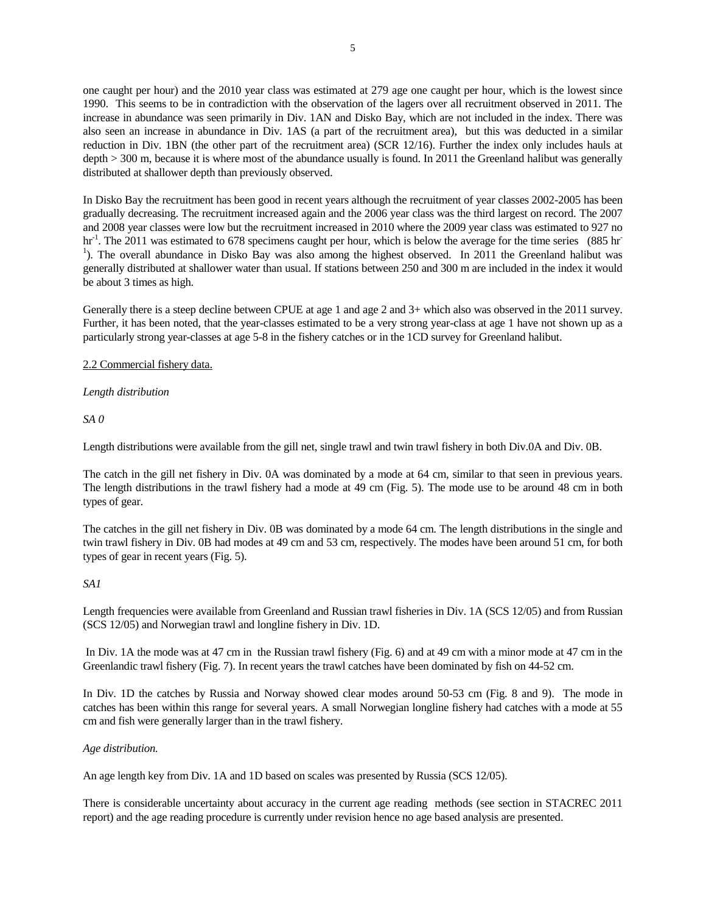one caught per hour) and the 2010 year class was estimated at 279 age one caught per hour, which is the lowest since 1990. This seems to be in contradiction with the observation of the lagers over all recruitment observed in 2011. The increase in abundance was seen primarily in Div. 1AN and Disko Bay, which are not included in the index. There was also seen an increase in abundance in Div. 1AS (a part of the recruitment area), but this was deducted in a similar reduction in Div. 1BN (the other part of the recruitment area) (SCR 12/16). Further the index only includes hauls at depth > 300 m, because it is where most of the abundance usually is found. In 2011 the Greenland halibut was generally distributed at shallower depth than previously observed.

In Disko Bay the recruitment has been good in recent years although the recruitment of year classes 2002-2005 has been gradually decreasing. The recruitment increased again and the 2006 year class was the third largest on record. The 2007 and 2008 year classes were low but the recruitment increased in 2010 where the 2009 year class was estimated to 927 no $hr^{-1}$. The 2011 was estimated to 678 specimens caught per hour, which is below the average for the time series (885 $hr^{-1}$). The overall abundance in Disko Bay was also among the highest observed. In 2011 the Greenland halibut was generally distributed at shallower water than usual. If stations between 250 and 300 m are included in the index it would be about 3 times as high.

Generally there is a steep decline between CPUE at age 1 and age 2 and 3+ which also was observed in the 2011 survey. Further, it has been noted, that the year-classes estimated to be a very strong year-class at age 1 have not shown up as a particularly strong year-classes at age 5-8 in the fishery catches or in the 1CD survey for Greenland halibut.

## 2.2 Commercial fishery data.

*Length distribution*

*SA 0*

Length distributions were available from the gill net, single trawl and twin trawl fishery in both Div.0A and Div. 0B.

The catch in the gill net fishery in Div. 0A was dominated by a mode at 64 cm, similar to that seen in previous years. The length distributions in the trawl fishery had a mode at 49 cm (Fig. 5). The mode use to be around 48 cm in both types of gear.

The catches in the gill net fishery in Div. 0B was dominated by a mode 64 cm. The length distributions in the single and twin trawl fishery in Div. 0B had modes at 49 cm and 53 cm, respectively. The modes have been around 51 cm, for both types of gear in recent years (Fig. 5).

*SA1*

Length frequencies were available from Greenland and Russian trawl fisheries in Div. 1A (SCS 12/05) and from Russian (SCS 12/05) and Norwegian trawl and longline fishery in Div. 1D.

In Div. 1A the mode was at 47 cm in the Russian trawl fishery (Fig. 6) and at 49 cm with a minor mode at 47 cm in the Greenlandic trawl fishery (Fig. 7). In recent years the trawl catches have been dominated by fish on 44-52 cm.

In Div. 1D the catches by Russia and Norway showed clear modes around 50-53 cm (Fig. 8 and 9). The mode in catches has been within this range for several years. A small Norwegian longline fishery had catches with a mode at 55 cm and fish were generally larger than in the trawl fishery.

*Age distribution.*

An age length key from Div. 1A and 1D based on scales was presented by Russia (SCS 12/05).

There is considerable uncertainty about accuracy in the current age reading methods (see section in STACREC 2011 report) and the age reading procedure is currently under revision hence no age based analysis are presented.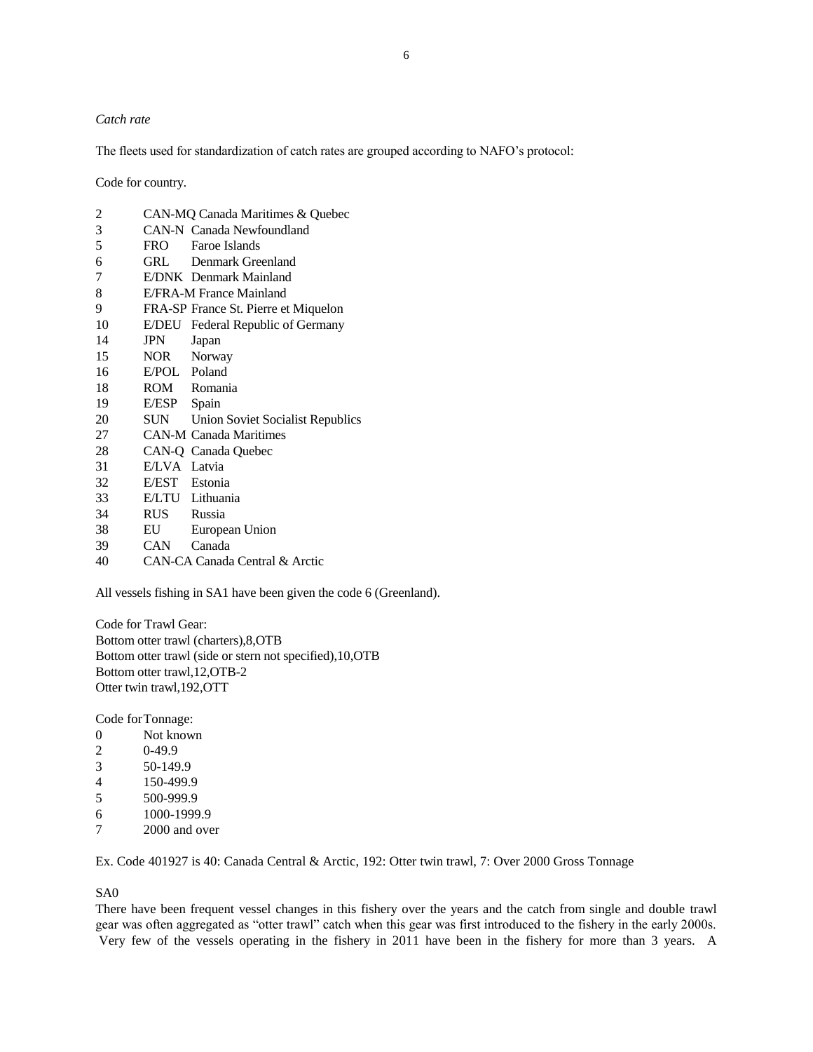*Catch rate*

The fleets used for standardization of catch rates are grouped according to NAFO's protocol:

Code for country.

| | | |
|---|---|---|
| 2 | CAN-MQ | Canada Maritimes & Quebec |
| 3 | CAN-N | Canada Newfoundland |
| 5 | FRO | Faroe Islands |
| 6 | GRL | Denmark Greenland |
| 7 | E/DNK | Denmark Mainland |
| 8 | E/FRA-M | France Mainland |
| 9 | FRA-SP | France St. Pierre et Miquelon |
| 10 | E/DEU | Federal Republic of Germany |
| 14 | JPN | Japan |
| 15 | NOR | Norway |
| 16 | E/POL | Poland |
| 18 | ROM | Romania |
| 19 | E/ESP | Spain |
| 20 | SUN | Union Soviet Socialist Republics |
| 27 | CAN-M | Canada Maritimes |
| 28 | CAN-Q | Canada Quebec |
| 31 | E/LVA | Latvia |
| 32 | E/EST | Estonia |
| 33 | E/LTU | Lithuania |
| 34 | RUS | Russia |
| 38 | EU | European Union |
| 39 | CAN | Canada |
| 40 | CAN-CA | Canada Central & Arctic |

All vessels fishing in SA1 have been given the code 6 (Greenland).

Code for Trawl Gear:
Bottom otter trawl (charters),8,OTB
Bottom otter trawl (side or stern not specified),10,OTB
Bottom otter trawl,12,OTB-2
Otter twin trawl,192,OTT

Code for Tonnage:

| | |
|---|---|
| 0 | Not known |
| 2 | 0-49.9 |
| 3 | 50-149.9 |
| 4 | 150-499.9 |
| 5 | 500-999.9 |
| 6 | 1000-1999.9 |
| 7 | 2000 and over |

Ex. Code 401927 is 40: Canada Central & Arctic, 192: Otter twin trawl, 7: Over 2000 Gross Tonnage

SA0

There have been frequent vessel changes in this fishery over the years and the catch from single and double trawl gear was often aggregated as "otter trawl" catch when this gear was first introduced to the fishery in the early 2000s. Very few of the vessels operating in the fishery in 2011 have been in the fishery for more than 3 years. A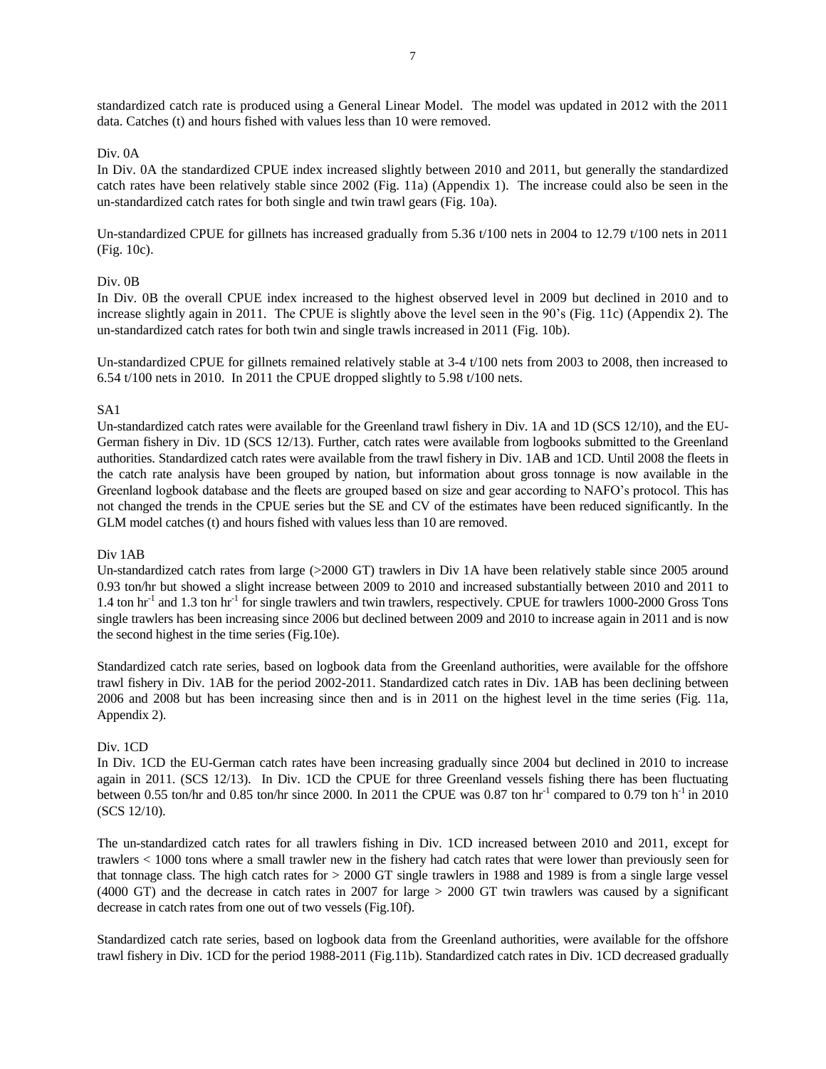standardized catch rate is produced using a General Linear Model. The model was updated in 2012 with the 2011 data. Catches (t) and hours fished with values less than 10 were removed.

Div. 0A

In Div. 0A the standardized CPUE index increased slightly between 2010 and 2011, but generally the standardized catch rates have been relatively stable since 2002 (Fig. 11a) (Appendix 1). The increase could also be seen in the un-standardized catch rates for both single and twin trawl gears (Fig. 10a).

Un-standardized CPUE for gillnets has increased gradually from 5.36 t/100 nets in 2004 to 12.79 t/100 nets in 2011 (Fig. 10c).

Div. 0B

In Div. 0B the overall CPUE index increased to the highest observed level in 2009 but declined in 2010 and to increase slightly again in 2011. The CPUE is slightly above the level seen in the 90's (Fig. 11c) (Appendix 2). The un-standardized catch rates for both twin and single trawls increased in 2011 (Fig. 10b).

Un-standardized CPUE for gillnets remained relatively stable at 3-4 t/100 nets from 2003 to 2008, then increased to 6.54 t/100 nets in 2010. In 2011 the CPUE dropped slightly to 5.98 t/100 nets.

SA1

Un-standardized catch rates were available for the Greenland trawl fishery in Div. 1A and 1D (SCS 12/10), and the EU-German fishery in Div. 1D (SCS 12/13). Further, catch rates were available from logbooks submitted to the Greenland authorities. Standardized catch rates were available from the trawl fishery in Div. 1AB and 1CD. Until 2008 the fleets in the catch rate analysis have been grouped by nation, but information about gross tonnage is now available in the Greenland logbook database and the fleets are grouped based on size and gear according to NAFO's protocol. This has not changed the trends in the CPUE series but the SE and CV of the estimates have been reduced significantly. In the GLM model catches (t) and hours fished with values less than 10 are removed.

Div 1AB

Un-standardized catch rates from large (>2000 GT) trawlers in Div 1A have been relatively stable since 2005 around 0.93 ton/hr but showed a slight increase between 2009 to 2010 and increased substantially between 2010 and 2011 to 1.4 ton $hr^{-1}$ and 1.3 ton $hr^{-1}$ for single trawlers and twin trawlers, respectively. CPUE for trawlers 1000-2000 Gross Tons single trawlers has been increasing since 2006 but declined between 2009 and 2010 to increase again in 2011 and is now the second highest in the time series (Fig.10e).

Standardized catch rate series, based on logbook data from the Greenland authorities, were available for the offshore trawl fishery in Div. 1AB for the period 2002-2011. Standardized catch rates in Div. 1AB has been declining between 2006 and 2008 but has been increasing since then and is in 2011 on the highest level in the time series (Fig. 11a, Appendix 2).

Div. 1CD

In Div. 1CD the EU-German catch rates have been increasing gradually since 2004 but declined in 2010 to increase again in 2011. (SCS 12/13). In Div. 1CD the CPUE for three Greenland vessels fishing there has been fluctuating between 0.55 ton/hr and 0.85 ton/hr since 2000. In 2011 the CPUE was 0.87 ton $hr^{-1}$ compared to 0.79 ton $h^{-1}$ in 2010 (SCS 12/10).

The un-standardized catch rates for all trawlers fishing in Div. 1CD increased between 2010 and 2011, except for trawlers < 1000 tons where a small trawler new in the fishery had catch rates that were lower than previously seen for that tonnage class. The high catch rates for > 2000 GT single trawlers in 1988 and 1989 is from a single large vessel (4000 GT) and the decrease in catch rates in 2007 for large > 2000 GT twin trawlers was caused by a significant decrease in catch rates from one out of two vessels (Fig.10f).

Standardized catch rate series, based on logbook data from the Greenland authorities, were available for the offshore trawl fishery in Div. 1CD for the period 1988-2011 (Fig.11b). Standardized catch rates in Div. 1CD decreased gradually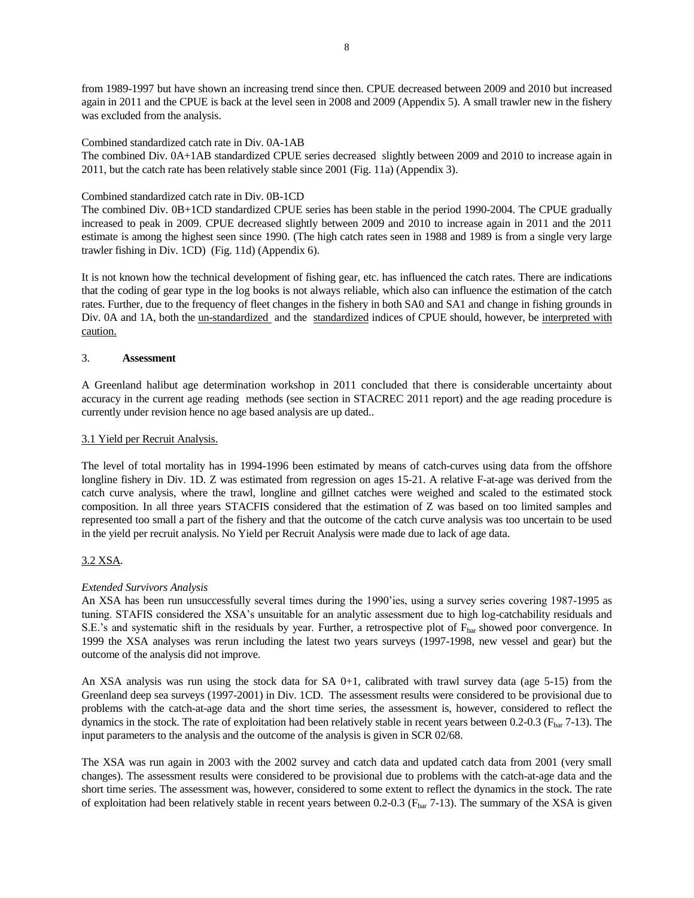from 1989-1997 but have shown an increasing trend since then. CPUE decreased between 2009 and 2010 but increased again in 2011 and the CPUE is back at the level seen in 2008 and 2009 (Appendix 5). A small trawler new in the fishery was excluded from the analysis.

Combined standardized catch rate in Div. 0A-1AB

The combined Div. 0A+1AB standardized CPUE series decreased slightly between 2009 and 2010 to increase again in 2011, but the catch rate has been relatively stable since 2001 (Fig. 11a) (Appendix 3).

Combined standardized catch rate in Div. 0B-1CD

The combined Div. 0B+1CD standardized CPUE series has been stable in the period 1990-2004. The CPUE gradually increased to peak in 2009. CPUE decreased slightly between 2009 and 2010 to increase again in 2011 and the 2011 estimate is among the highest seen since 1990. (The high catch rates seen in 1988 and 1989 is from a single very large trawler fishing in Div. 1CD) (Fig. 11d) (Appendix 6).

It is not known how the technical development of fishing gear, etc. has influenced the catch rates. There are indications that the coding of gear type in the log books is not always reliable, which also can influence the estimation of the catch rates. Further, due to the frequency of fleet changes in the fishery in both SA0 and SA1 and change in fishing grounds in Div. 0A and 1A, both the un-standardized and the standardized indices of CPUE should, however, be interpreted with caution.

## 3. **Assessment**

A Greenland halibut age determination workshop in 2011 concluded that there is considerable uncertainty about accuracy in the current age reading methods (see section in STACREC 2011 report) and the age reading procedure is currently under revision hence no age based analysis are up dated..

### 3.1 Yield per Recruit Analysis.

The level of total mortality has in 1994-1996 been estimated by means of catch-curves using data from the offshore longline fishery in Div. 1D. Z was estimated from regression on ages 15-21. A relative F-at-age was derived from the catch curve analysis, where the trawl, longline and gillnet catches were weighed and scaled to the estimated stock composition. In all three years STACFIS considered that the estimation of Z was based on too limited samples and represented too small a part of the fishery and that the outcome of the catch curve analysis was too uncertain to be used in the yield per recruit analysis. No Yield per Recruit Analysis were made due to lack of age data.

### 3.2 XSA.

*Extended Survivors Analysis*

An XSA has been run unsuccessfully several times during the 1990'ies, using a survey series covering 1987-1995 as tuning. STAFIS considered the XSA's unsuitable for an analytic assessment due to high log-catchability residuals and S.E.'s and systematic shift in the residuals by year. Further, a retrospective plot of $F_{bar}$ showed poor convergence. In 1999 the XSA analyses was rerun including the latest two years surveys (1997-1998, new vessel and gear) but the outcome of the analysis did not improve.

An XSA analysis was run using the stock data for SA 0+1, calibrated with trawl survey data (age 5-15) from the Greenland deep sea surveys (1997-2001) in Div. 1CD. The assessment results were considered to be provisional due to problems with the catch-at-age data and the short time series, the assessment is, however, considered to reflect the dynamics in the stock. The rate of exploitation had been relatively stable in recent years between 0.2-0.3 ($F_{bar}$ 7-13). The input parameters to the analysis and the outcome of the analysis is given in SCR 02/68.

The XSA was run again in 2003 with the 2002 survey and catch data and updated catch data from 2001 (very small changes). The assessment results were considered to be provisional due to problems with the catch-at-age data and the short time series. The assessment was, however, considered to some extent to reflect the dynamics in the stock. The rate of exploitation had been relatively stable in recent years between 0.2-0.3 ($F_{bar}$ 7-13). The summary of the XSA is given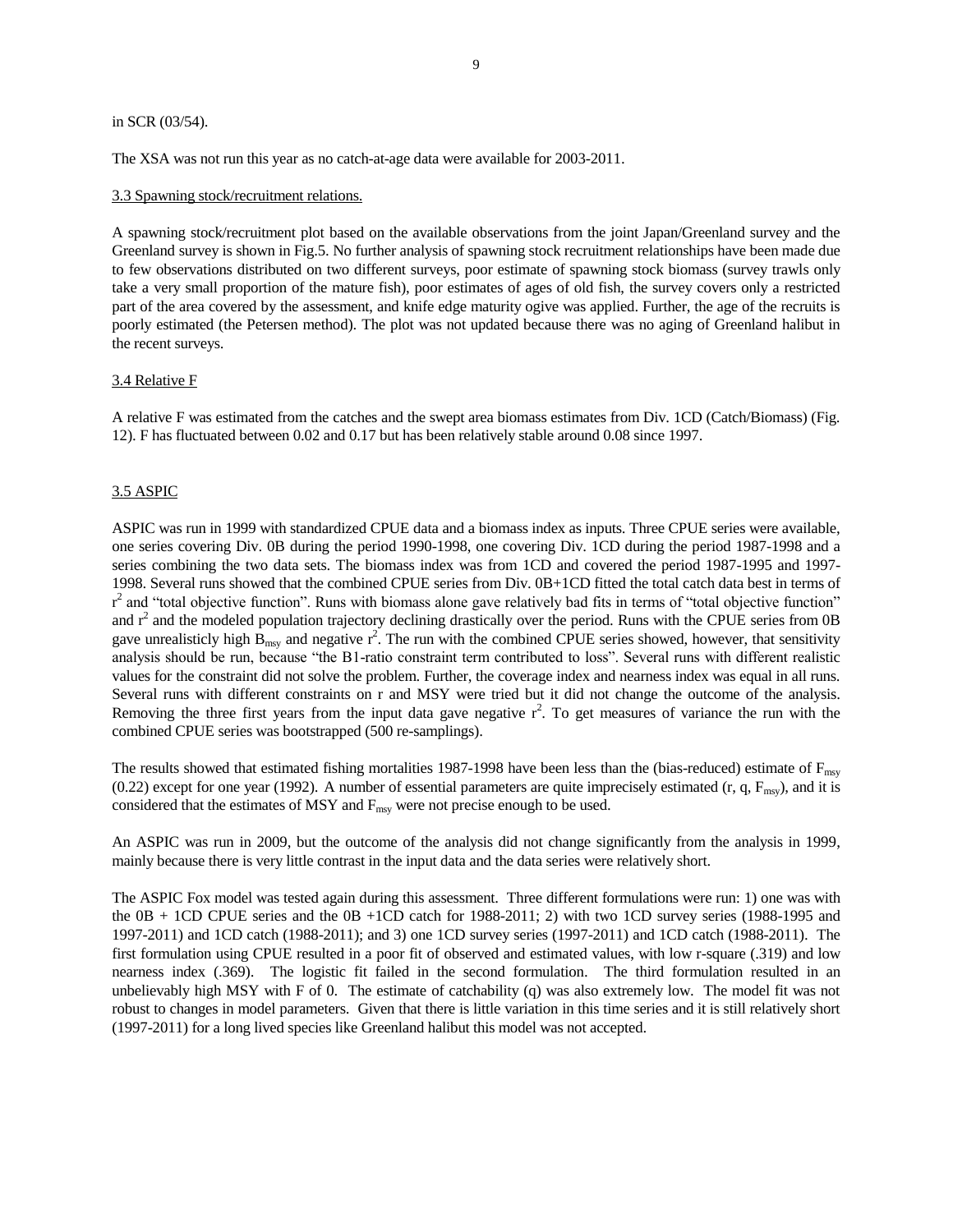in SCR (03/54).

The XSA was not run this year as no catch-at-age data were available for 2003-2011.

### 3.3 Spawning stock/recruitment relations.

A spawning stock/recruitment plot based on the available observations from the joint Japan/Greenland survey and the Greenland survey is shown in Fig.5. No further analysis of spawning stock recruitment relationships have been made due to few observations distributed on two different surveys, poor estimate of spawning stock biomass (survey trawls only take a very small proportion of the mature fish), poor estimates of ages of old fish, the survey covers only a restricted part of the area covered by the assessment, and knife edge maturity ogive was applied. Further, the age of the recruits is poorly estimated (the Petersen method). The plot was not updated because there was no aging of Greenland halibut in the recent surveys.

### 3.4 Relative F

A relative F was estimated from the catches and the swept area biomass estimates from Div. 1CD (Catch/Biomass) (Fig. 12). F has fluctuated between 0.02 and 0.17 but has been relatively stable around 0.08 since 1997.

### 3.5 ASPIC

ASPIC was run in 1999 with standardized CPUE data and a biomass index as inputs. Three CPUE series were available, one series covering Div. 0B during the period 1990-1998, one covering Div. 1CD during the period 1987-1998 and a series combining the two data sets. The biomass index was from 1CD and covered the period 1987-1995 and 1997-1998. Several runs showed that the combined CPUE series from Div. 0B+1CD fitted the total catch data best in terms of $r^2$ and "total objective function". Runs with biomass alone gave relatively bad fits in terms of "total objective function" and $r^2$ and the modeled population trajectory declining drastically over the period. Runs with the CPUE series from 0B gave unrealisticly high $B_{msy}$ and negative $r^2$. The run with the combined CPUE series showed, however, that sensitivity analysis should be run, because "the B1-ratio constraint term contributed to loss". Several runs with different realistic values for the constraint did not solve the problem. Further, the coverage index and nearness index was equal in all runs. Several runs with different constraints on r and MSY were tried but it did not change the outcome of the analysis. Removing the three first years from the input data gave negative $r^2$. To get measures of variance the run with the combined CPUE series was bootstrapped (500 re-samplings).

The results showed that estimated fishing mortalities 1987-1998 have been less than the (bias-reduced) estimate of $F_{msy}$ (0.22) except for one year (1992). A number of essential parameters are quite imprecisely estimated (r, q, $F_{msy}$), and it is considered that the estimates of MSY and $F_{msy}$ were not precise enough to be used.

An ASPIC was run in 2009, but the outcome of the analysis did not change significantly from the analysis in 1999, mainly because there is very little contrast in the input data and the data series were relatively short.

The ASPIC Fox model was tested again during this assessment. Three different formulations were run: 1) one was with the 0B + 1CD CPUE series and the 0B +1CD catch for 1988-2011; 2) with two 1CD survey series (1988-1995 and 1997-2011) and 1CD catch (1988-2011); and 3) one 1CD survey series (1997-2011) and 1CD catch (1988-2011). The first formulation using CPUE resulted in a poor fit of observed and estimated values, with low r-square (.319) and low nearness index (.369). The logistic fit failed in the second formulation. The third formulation resulted in an unbelievably high MSY with F of 0. The estimate of catchability (q) was also extremely low. The model fit was not robust to changes in model parameters. Given that there is little variation in this time series and it is still relatively short (1997-2011) for a long lived species like Greenland halibut this model was not accepted.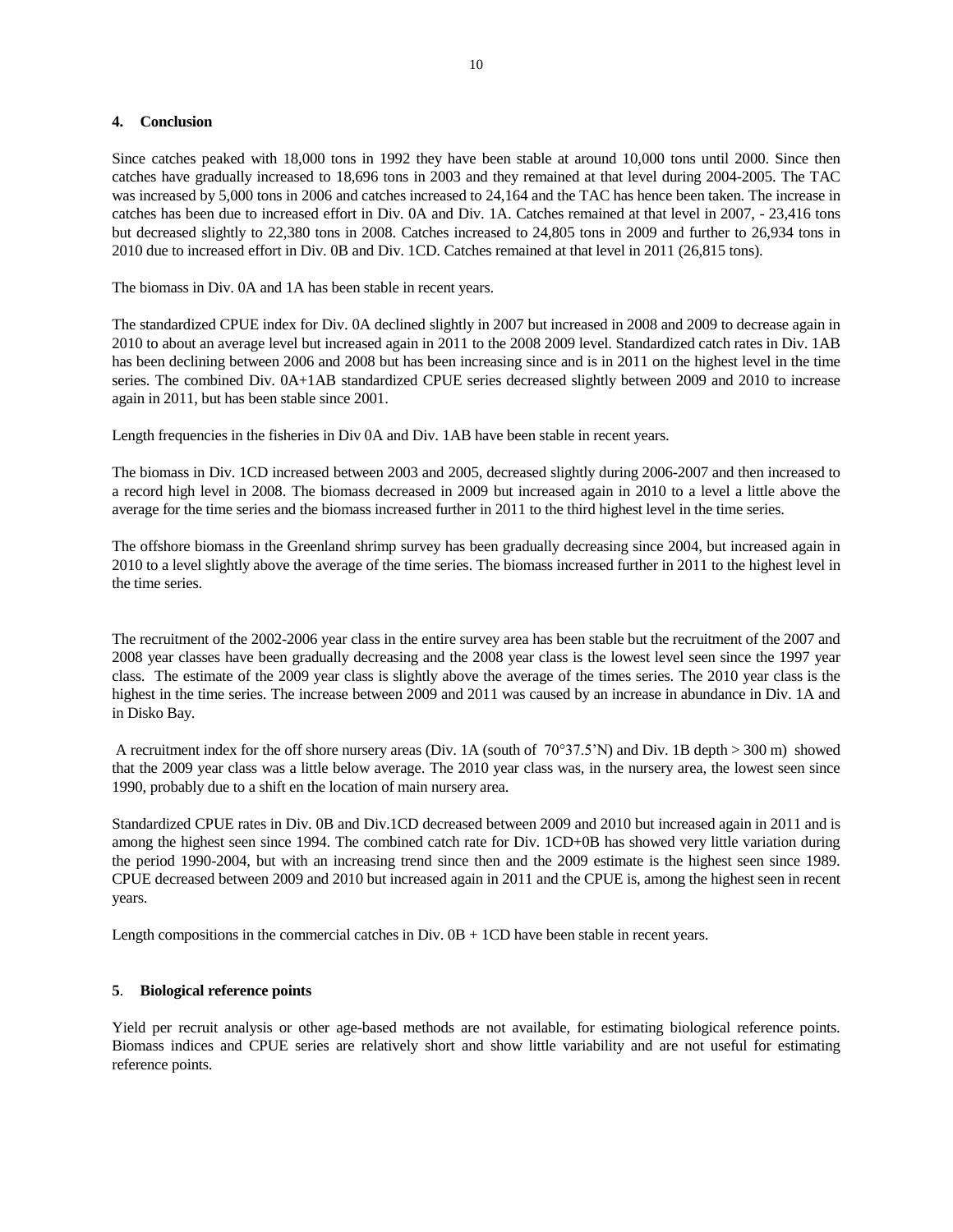## 4. Conclusion

Since catches peaked with 18,000 tons in 1992 they have been stable at around 10,000 tons until 2000. Since then catches have gradually increased to 18,696 tons in 2003 and they remained at that level during 2004-2005. The TAC was increased by 5,000 tons in 2006 and catches increased to 24,164 and the TAC has hence been taken. The increase in catches has been due to increased effort in Div. 0A and Div. 1A. Catches remained at that level in 2007, - 23,416 tons but decreased slightly to 22,380 tons in 2008. Catches increased to 24,805 tons in 2009 and further to 26,934 tons in 2010 due to increased effort in Div. 0B and Div. 1CD. Catches remained at that level in 2011 (26,815 tons).

The biomass in Div. 0A and 1A has been stable in recent years.

The standardized CPUE index for Div. 0A declined slightly in 2007 but increased in 2008 and 2009 to decrease again in 2010 to about an average level but increased again in 2011 to the 2008 2009 level. Standardized catch rates in Div. 1AB has been declining between 2006 and 2008 but has been increasing since and is in 2011 on the highest level in the time series. The combined Div. 0A+1AB standardized CPUE series decreased slightly between 2009 and 2010 to increase again in 2011, but has been stable since 2001.

Length frequencies in the fisheries in Div 0A and Div. 1AB have been stable in recent years.

The biomass in Div. 1CD increased between 2003 and 2005, decreased slightly during 2006-2007 and then increased to a record high level in 2008. The biomass decreased in 2009 but increased again in 2010 to a level a little above the average for the time series and the biomass increased further in 2011 to the third highest level in the time series.

The offshore biomass in the Greenland shrimp survey has been gradually decreasing since 2004, but increased again in 2010 to a level slightly above the average of the time series. The biomass increased further in 2011 to the highest level in the time series.

The recruitment of the 2002-2006 year class in the entire survey area has been stable but the recruitment of the 2007 and 2008 year classes have been gradually decreasing and the 2008 year class is the lowest level seen since the 1997 year class. The estimate of the 2009 year class is slightly above the average of the times series. The 2010 year class is the highest in the time series. The increase between 2009 and 2011 was caused by an increase in abundance in Div. 1A and in Disko Bay.

A recruitment index for the off shore nursery areas (Div. 1A (south of 70°37.5'N) and Div. 1B depth > 300 m) showed that the 2009 year class was a little below average. The 2010 year class was, in the nursery area, the lowest seen since 1990, probably due to a shift en the location of main nursery area.

Standardized CPUE rates in Div. 0B and Div.1CD decreased between 2009 and 2010 but increased again in 2011 and is among the highest seen since 1994. The combined catch rate for Div. 1CD+0B has showed very little variation during the period 1990-2004, but with an increasing trend since then and the 2009 estimate is the highest seen since 1989. CPUE decreased between 2009 and 2010 but increased again in 2011 and the CPUE is, among the highest seen in recent years.

Length compositions in the commercial catches in Div. 0B + 1CD have been stable in recent years.

## 5. Biological reference points

Yield per recruit analysis or other age-based methods are not available, for estimating biological reference points. Biomass indices and CPUE series are relatively short and show little variability and are not useful for estimating reference points.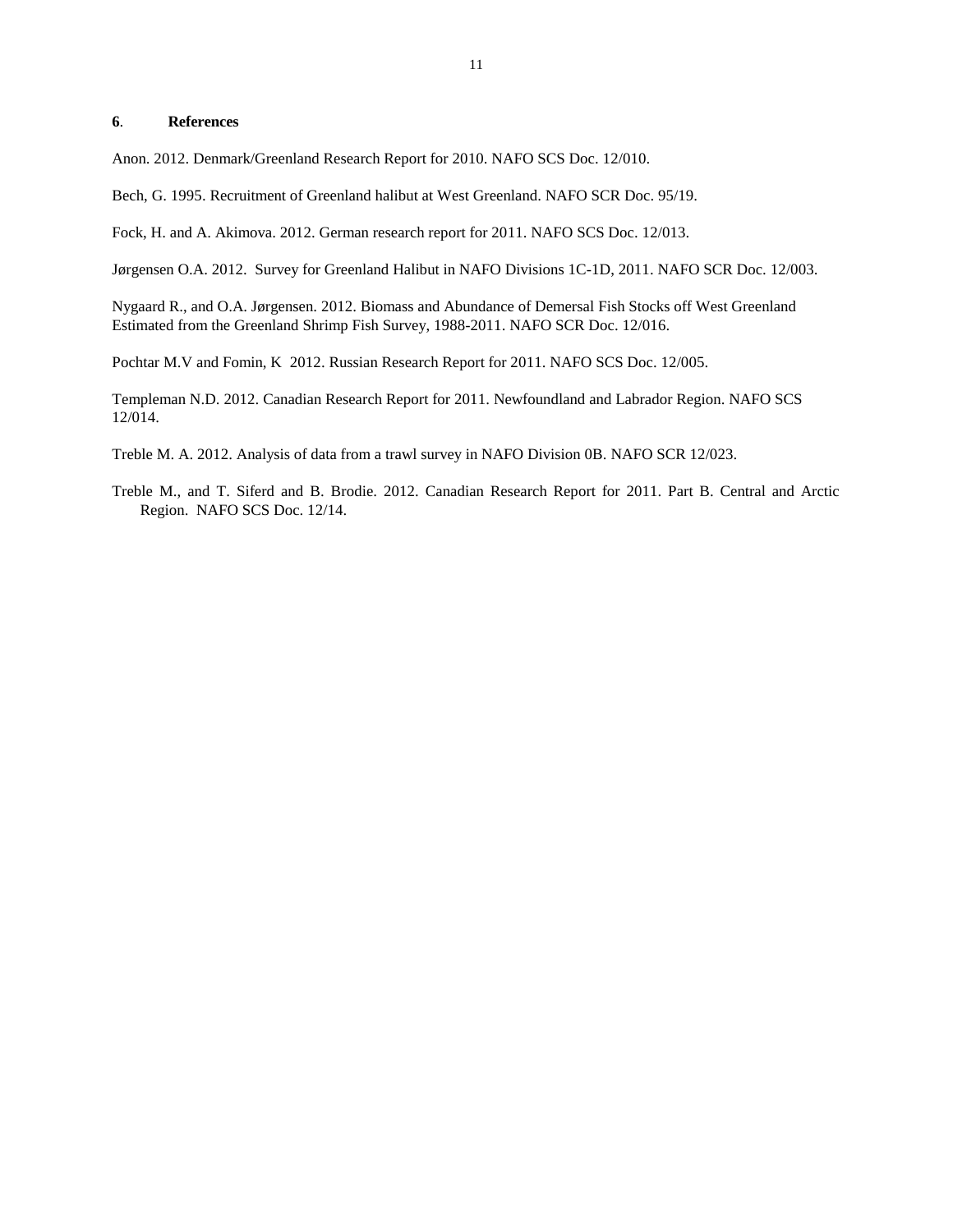## 6. References

Anon. 2012. Denmark/Greenland Research Report for 2010. NAFO SCS Doc. 12/010.

Bech, G. 1995. Recruitment of Greenland halibut at West Greenland. NAFO SCR Doc. 95/19.

Fock, H. and A. Akimova. 2012. German research report for 2011. NAFO SCS Doc. 12/013.

Jørgensen O.A. 2012. Survey for Greenland Halibut in NAFO Divisions 1C-1D, 2011. NAFO SCR Doc. 12/003.

Nygaard R., and O.A. Jørgensen. 2012. Biomass and Abundance of Demersal Fish Stocks off West Greenland Estimated from the Greenland Shrimp Fish Survey, 1988-2011. NAFO SCR Doc. 12/016.

Pochtar M.V and Fomin, K 2012. Russian Research Report for 2011. NAFO SCS Doc. 12/005.

Templeman N.D. 2012. Canadian Research Report for 2011. Newfoundland and Labrador Region. NAFO SCS 12/014.

Treble M. A. 2012. Analysis of data from a trawl survey in NAFO Division 0B. NAFO SCR 12/023.

Treble M., and T. Siferd and B. Brodie. 2012. Canadian Research Report for 2011. Part B. Central and Arctic Region. NAFO SCS Doc. 12/14.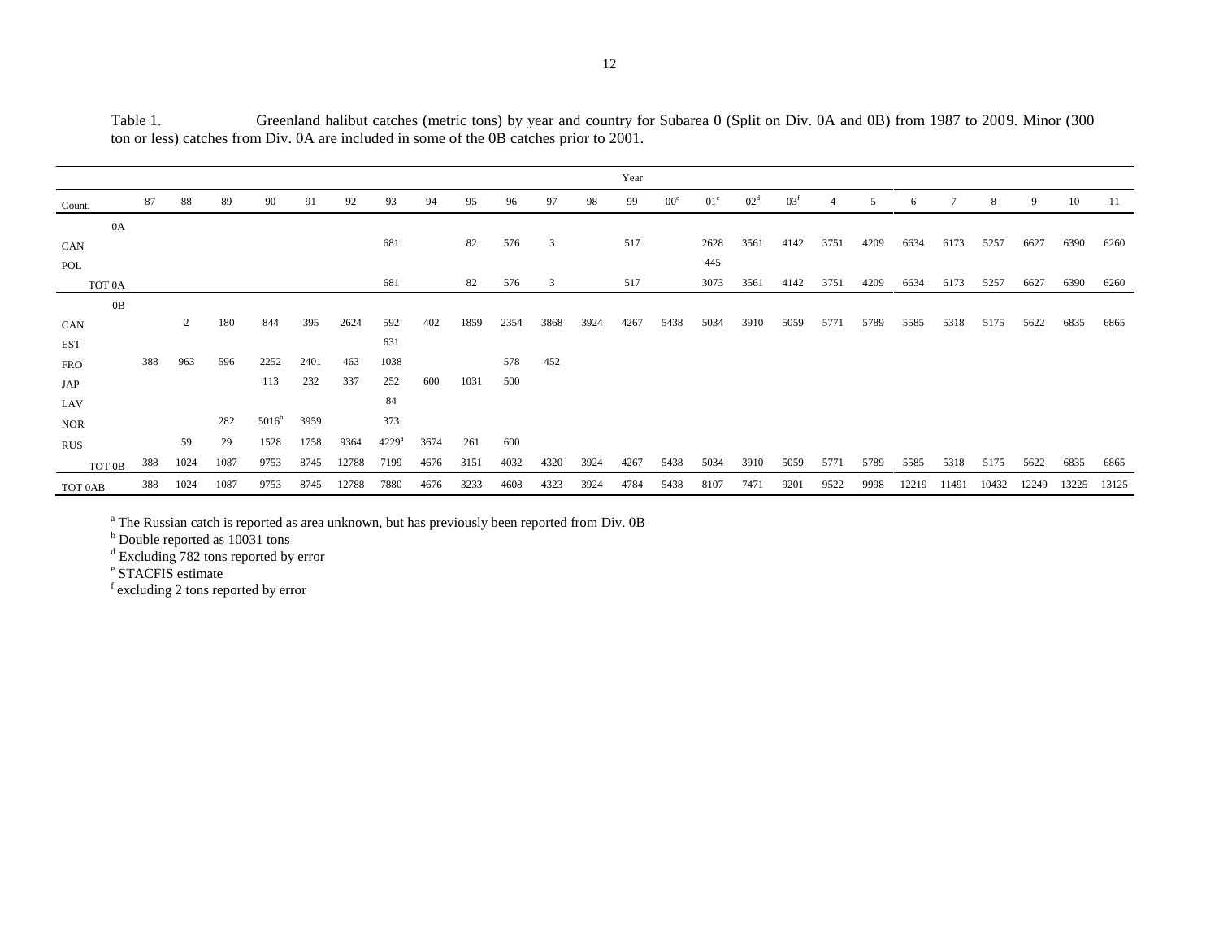Table 1. Greenland halibut catches (metric tons) by year and country for Subarea 0 (Split on Div. 0A and 0B) from 1987 to 2009. Minor (300 ton or less) catches from Div. 0A are included in some of the 0B catches prior to 2001.

| | Year | | | | | | | | | | | | | | | | | | | | | | | | |
|---|---|---|---|---|---|---|---|---|---|---|---|---|---|---|---|---|---|---|---|---|---|---|---|---|---|
| Count. | 87 | 88 | 89 | 90 | 91 | 92 | 93 | 94 | 95 | 96 | 97 | 98 | 99 | 00[e] | 01[c] | 02[d] | 03[f] | 4 | 5 | 6 | 7 | 8 | 9 | 10 | 11 |
| 0A | | | | | | | | | | | | | | | | | | | | | | | | | |
| CAN | | | | | | | 681 | | 82 | 576 | 3 | | 517 | | 2628 | 3561 | 4142 | 3751 | 4209 | 6634 | 6173 | 5257 | 6627 | 6390 | 6260 |
| POL | | | | | | | | | | | | | | | 445 | | | | | | | | | | |
| TOT 0A | | | | | | | 681 | | 82 | 576 | 3 | | 517 | | 3073 | 3561 | 4142 | 3751 | 4209 | 6634 | 6173 | 5257 | 6627 | 6390 | 6260 |
| 0B | | | | | | | | | | | | | | | | | | | | | | | | | |
| CAN | | 2 | 180 | 844 | 395 | 2624 | 592 | 402 | 1859 | 2354 | 3868 | 3924 | 4267 | 5438 | 5034 | 3910 | 5059 | 5771 | 5789 | 5585 | 5318 | 5175 | 5622 | 6835 | 6865 |
| EST | | | | | | | 631 | | | | | | | | | | | | | | | | | | |
| FRO | 388 | 963 | 596 | 2252 | 2401 | 463 | 1038 | | | 578 | 452 | | | | | | | | | | | | | | |
| JAP | | | | 113 | 232 | 337 | 252 | 600 | 1031 | 500 | | | | | | | | | | | | | | | |
| LAV | | | | | | | 84 | | | | | | | | | | | | | | | | | | |
| NOR | | | 282 | 5016[b] | 3959 | | 373 | | | | | | | | | | | | | | | | | | |
| RUS | | 59 | 29 | 1528 | 1758 | 9364 | 4229[a] | 3674 | 261 | 600 | | | | | | | | | | | | | | | |
| TOT 0B | 388 | 1024 | 1087 | 9753 | 8745 | 12788 | 7199 | 4676 | 3151 | 4032 | 4320 | 3924 | 4267 | 5438 | 5034 | 3910 | 5059 | 5771 | 5789 | 5585 | 5318 | 5175 | 5622 | 6835 | 6865 |
| TOT 0AB | 388 | 1024 | 1087 | 9753 | 8745 | 12788 | 7880 | 4676 | 3233 | 4608 | 4323 | 3924 | 4784 | 5438 | 8107 | 7471 | 9201 | 9522 | 9998 | 12219 | 11491 | 10432 | 12249 | 13225 | 13125 |

[a] The Russian catch is reported as area unknown, but has previously been reported from Div. 0B
[b] Double reported as 10031 tons
[d] Excluding 782 tons reported by error
[e] STACFIS estimate
[f] excluding 2 tons reported by error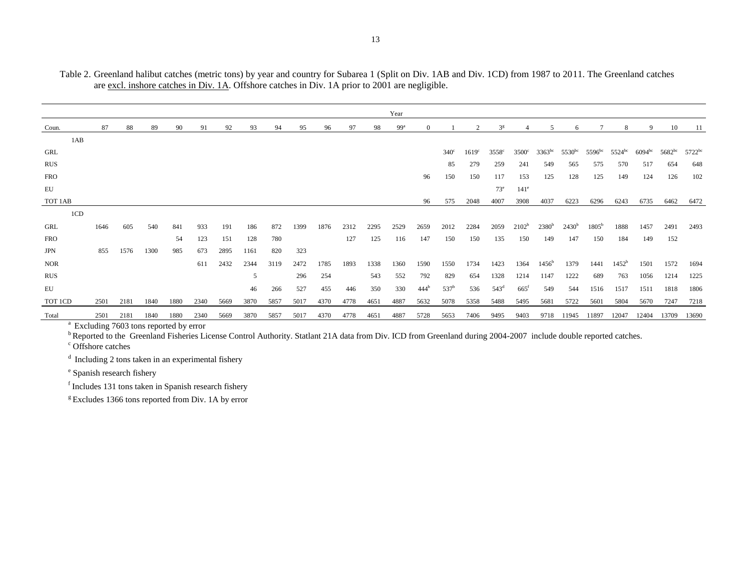Table 2. Greenland halibut catches (metric tons) by year and country for Subarea 1 (Split on Div. 1AB and Div. 1CD) from 1987 to 2011. The Greenland catches are excl. inshore catches in Div. 1A. Offshore catches in Div. 1A prior to 2001 are negligible.

| | Year | | | | | | | | | | | | | | | | | | | | | | | | |
|---|---|---|---|---|---|---|---|---|---|---|---|---|---|---|---|---|---|---|---|---|---|---|---|---|---|
| Coun. | 87 | 88 | 89 | 90 | 91 | 92 | 93 | 94 | 95 | 96 | 97 | 98 | 99[a] | 0 | 1 | 2 | 3[g] | 4 | 5 | 6 | 7 | 8 | 9 | 10 | 11 |
| 1AB | | | | | | | | | | | | | | | | | | | | | | | | | |
| GRL | | | | | | | | | | | | | | | 340[c] | 1619[c] | 3558[c] | 3500[c] | 3363[bc] | 5530[bc] | 5596[bc] | 5524[bc] | 6094[bc] | 5682[bc] | 5722[bc] |
| RUS | | | | | | | | | | | | | | | 85 | 279 | 259 | 241 | 549 | 565 | 575 | 570 | 517 | 654 | 648 |
| FRO | | | | | | | | | | | | | | 96 | 150 | 150 | 117 | 153 | 125 | 128 | 125 | 149 | 124 | 126 | 102 |
| EU | | | | | | | | | | | | | | | | | 73[e] | 141[e] | | | | | | | |
| TOT 1AB | | | | | | | | | | | | | | 96 | 575 | 2048 | 4007 | 3908 | 4037 | 6223 | 6296 | 6243 | 6735 | 6462 | 6472 |
| 1CD | | | | | | | | | | | | | | | | | | | | | | | | | |
| GRL | 1646 | 605 | 540 | 841 | 933 | 191 | 186 | 872 | 1399 | 1876 | 2312 | 2295 | 2529 | 2659 | 2012 | 2284 | 2059 | 2102[b] | 2380[b] | 2430[b] | 1805[b] | 1888 | 1457 | 2491 | 2493 |
| FRO | | | | 54 | 123 | 151 | 128 | 780 | | | 127 | 125 | 116 | 147 | 150 | 150 | 135 | 150 | 149 | 147 | 150 | 184 | 149 | 152 | |
| JPN | 855 | 1576 | 1300 | 985 | 673 | 2895 | 1161 | 820 | 323 | | | | | | | | | | | | | | | | |
| NOR | | | | | 611 | 2432 | 2344 | 3119 | 2472 | 1785 | 1893 | 1338 | 1360 | 1590 | 1550 | 1734 | 1423 | 1364 | 1456[b] | 1379 | 1441 | 1452[b] | 1501 | 1572 | 1694 |
| RUS | | | | | | | 5 | | 296 | 254 | | 543 | 552 | 792 | 829 | 654 | 1328 | 1214 | 1147 | 1222 | 689 | 763 | 1056 | 1214 | 1225 |
| EU | | | | | | | 46 | 266 | 527 | 455 | 446 | 350 | 330 | 444[b] | 537[b] | 536 | 543[d] | 665[f] | 549 | 544 | 1516 | 1517 | 1511 | 1818 | 1806 |
| TOT 1CD | 2501 | 2181 | 1840 | 1880 | 2340 | 5669 | 3870 | 5857 | 5017 | 4370 | 4778 | 4651 | 4887 | 5632 | 5078 | 5358 | 5488 | 5495 | 5681 | 5722 | 5601 | 5804 | 5670 | 7247 | 7218 |
| Total | 2501 | 2181 | 1840 | 1880 | 2340 | 5669 | 3870 | 5857 | 5017 | 4370 | 4778 | 4651 | 4887 | 5728 | 5653 | 7406 | 9495 | 9403 | 9718 | 11945 | 11897 | 12047 | 12404 | 13709 | 13690 |

[a] Excluding 7603 tons reported by error

[b] Reported to the Greenland Fisheries License Control Authority. Statlant 21A data from Div. ICD from Greenland during 2004-2007 include double reported catches.

[c] Offshore catches

[d] Including 2 tons taken in an experimental fishery

[e] Spanish research fishery

[f] Includes 131 tons taken in Spanish research fishery

[g] Excludes 1366 tons reported from Div. 1A by error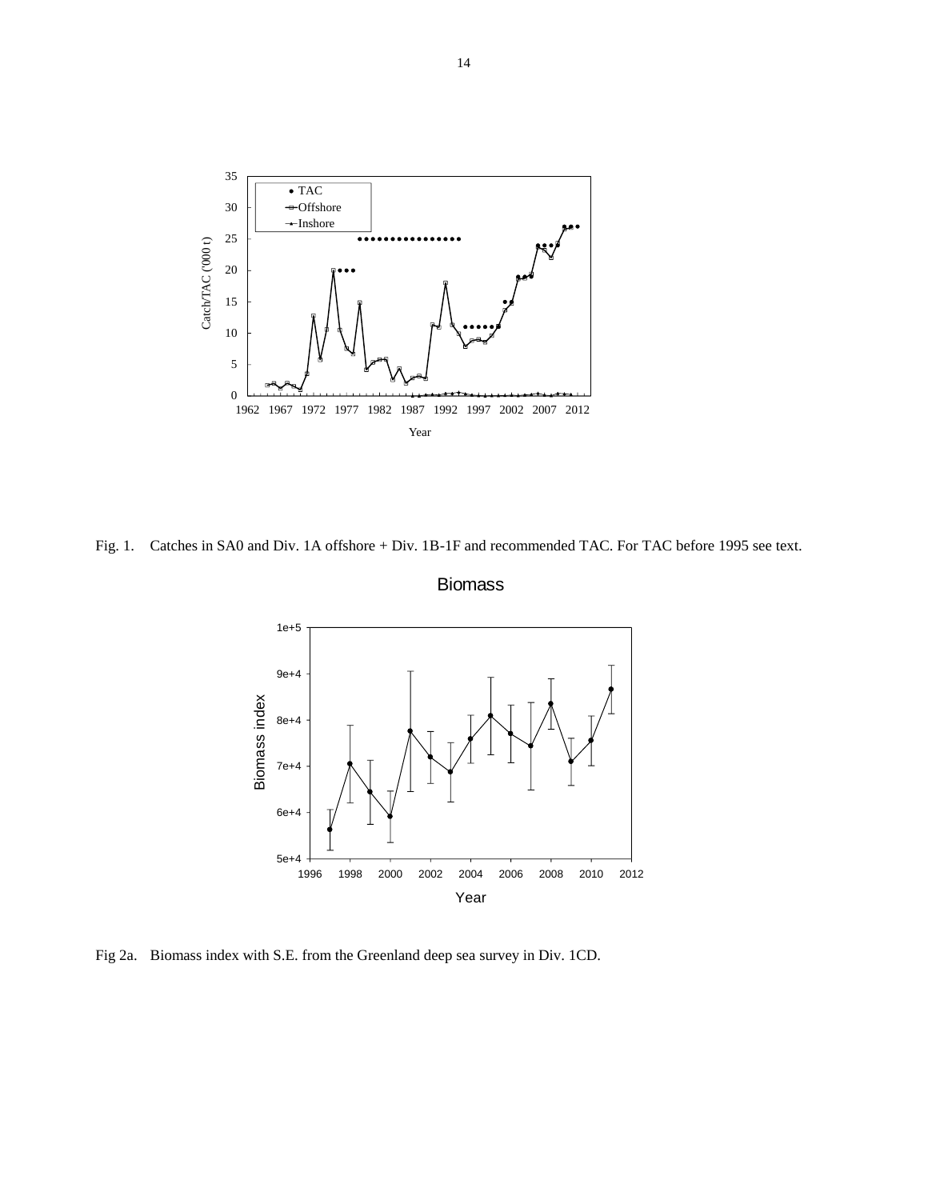Fig. 1. Catches in SA0 and Div. 1A offshore + Div. 1B-1F and recommended TAC. For TAC before 1995 see text.

Fig 2a. Biomass index with S.E. from the Greenland deep sea survey in Div. 1CD.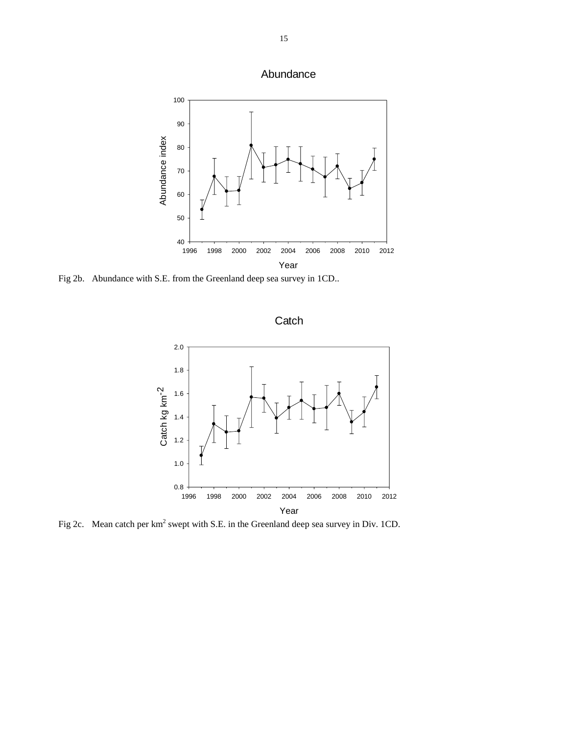Fig 2b. Abundance with S.E. from the Greenland deep sea survey in 1CD..

Fig 2c. Mean catch per $km^2$ swept with S.E. in the Greenland deep sea survey in Div. 1CD.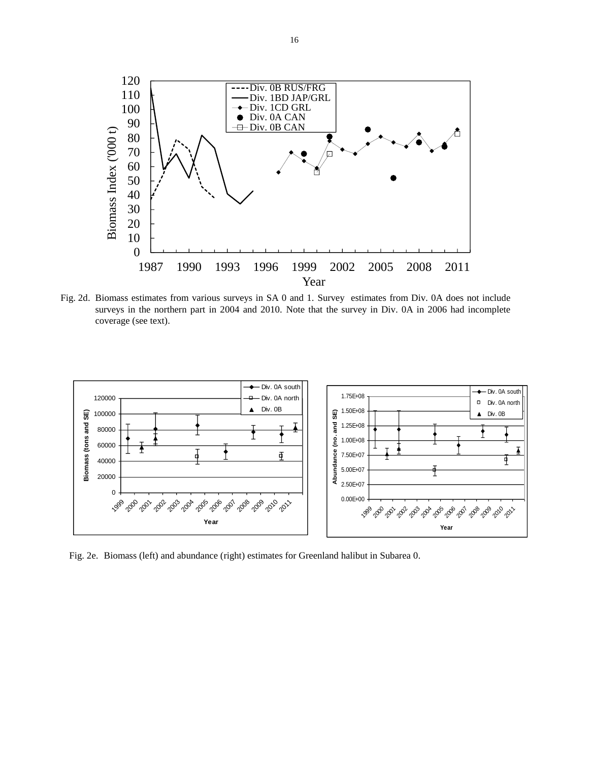Fig. 2d. Biomass estimates from various surveys in SA 0 and 1. Survey estimates from Div. 0A does not include surveys in the northern part in 2004 and 2010. Note that the survey in Div. 0A in 2006 had incomplete coverage (see text).

Fig. 2e. Biomass (left) and abundance (right) estimates for Greenland halibut in Subarea 0.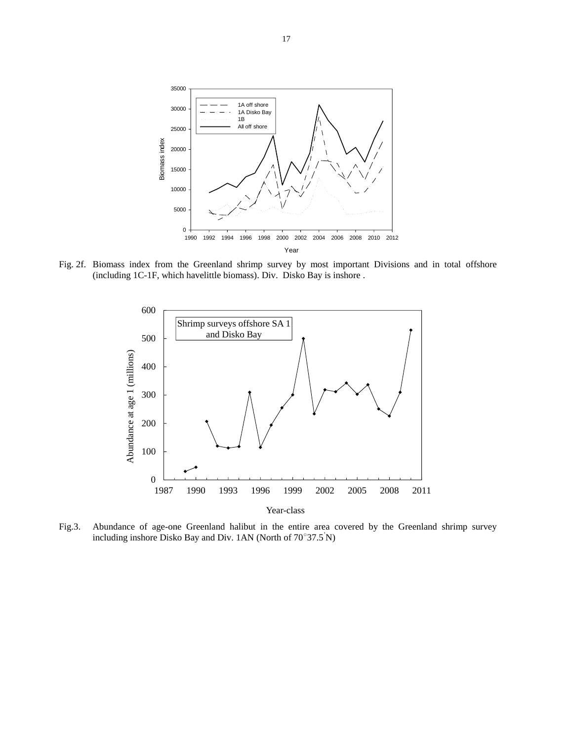Fig. 2f. Biomass index from the Greenland shrimp survey by most important Divisions and in total offshore (including 1C-1F, which havelittle biomass). Div. Disko Bay is inshore .

Fig.3. Abundance of age-one Greenland halibut in the entire area covered by the Greenland shrimp survey including inshore Disko Bay and Div. 1AN (North of 70°37.5'N)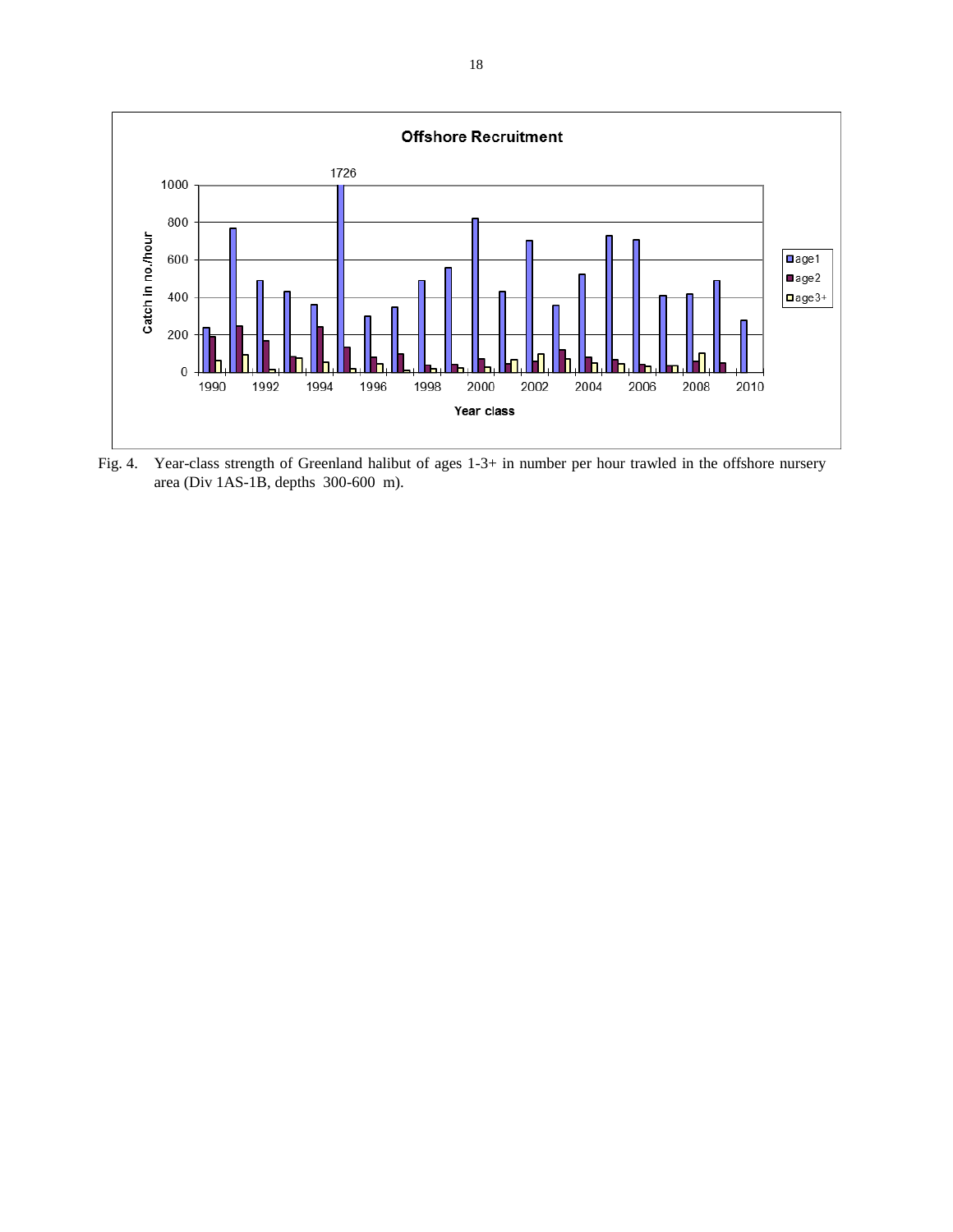Fig. 4. Year-class strength of Greenland halibut of ages 1-3+ in number per hour trawled in the offshore nursery area (Div 1AS-1B, depths 300-600 m).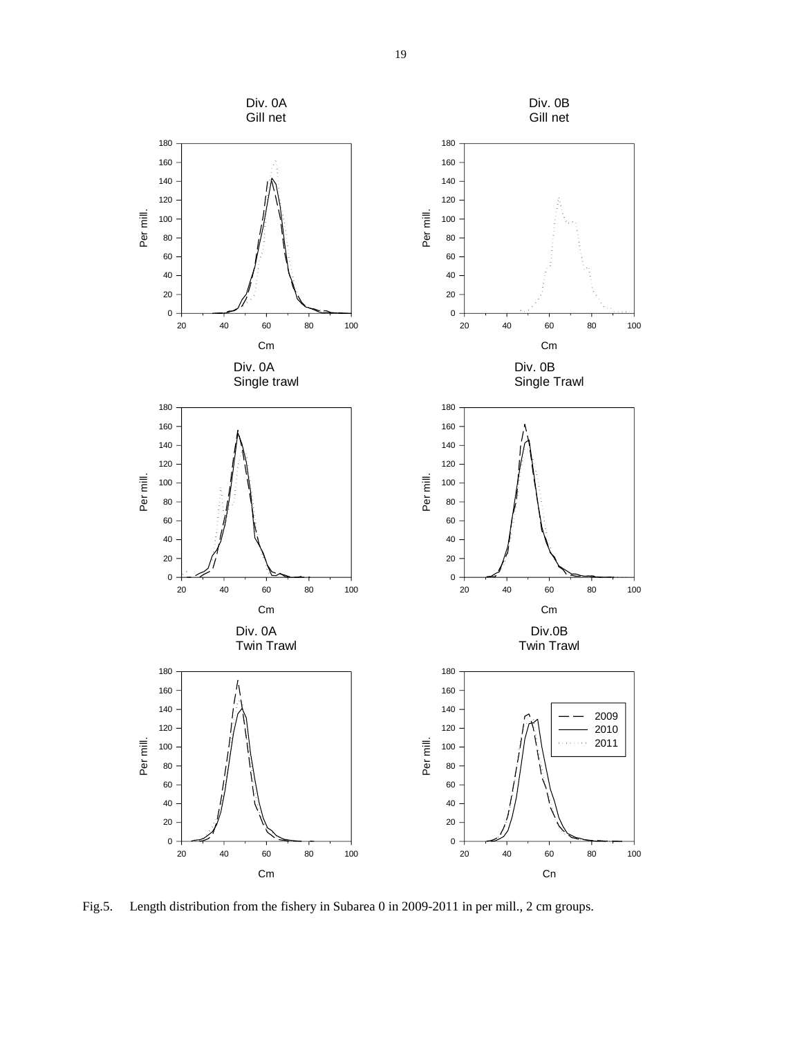Fig.5. Length distribution from the fishery in Subarea 0 in 2009-2011 in per mill., 2 cm groups.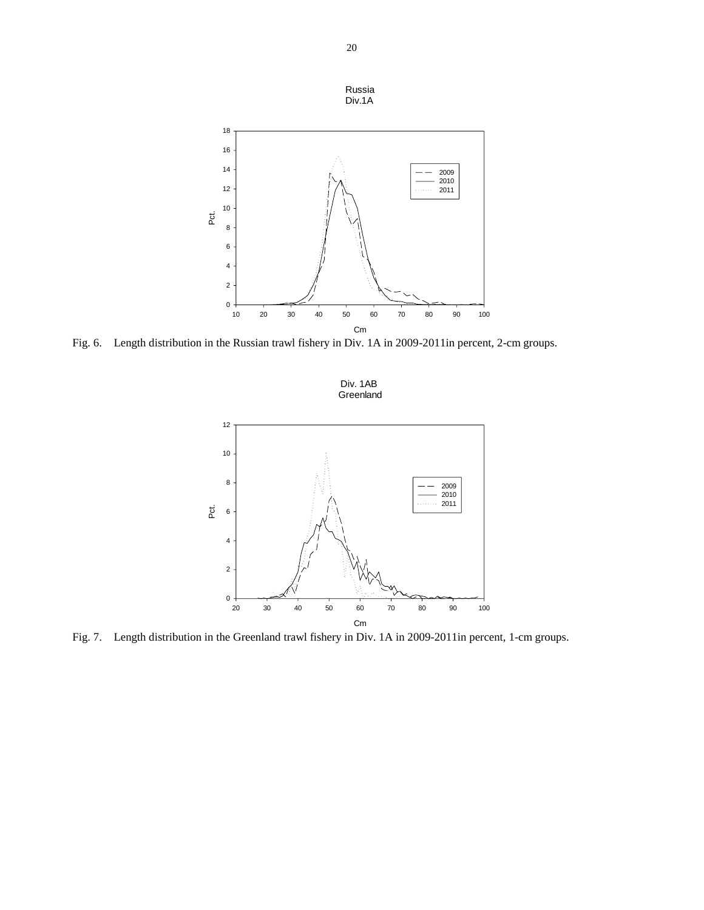Fig. 6. Length distribution in the Russian trawl fishery in Div. 1A in 2009-2011in percent, 2-cm groups.

Fig. 7. Length distribution in the Greenland trawl fishery in Div. 1A in 2009-2011in percent, 1-cm groups.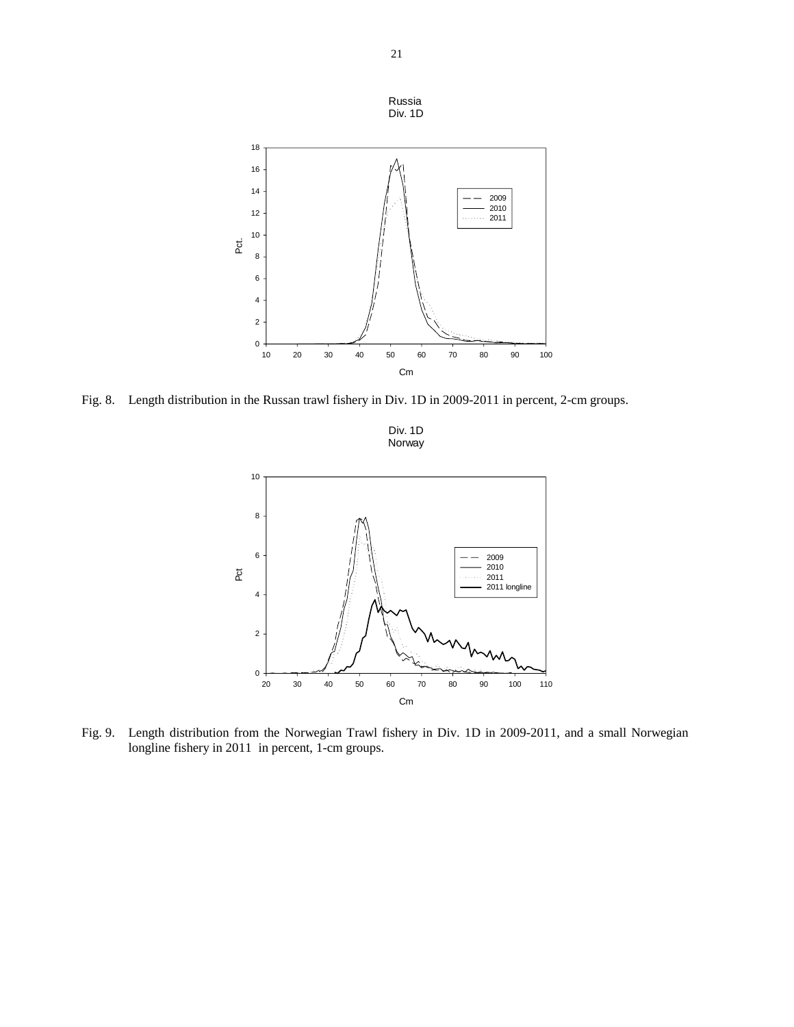Fig. 8. Length distribution in the Russan trawl fishery in Div. 1D in 2009-2011 in percent, 2-cm groups.

Fig. 9. Length distribution from the Norwegian Trawl fishery in Div. 1D in 2009-2011, and a small Norwegian longline fishery in 2011 in percent, 1-cm groups.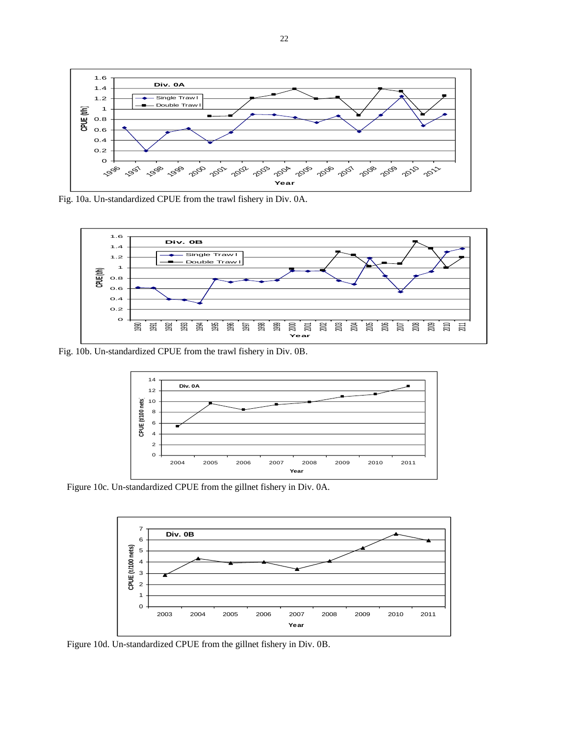Fig. 10a. Un-standardized CPUE from the trawl fishery in Div. 0A.

Fig. 10b. Un-standardized CPUE from the trawl fishery in Div. 0B.

Figure 10c. Un-standardized CPUE from the gillnet fishery in Div. 0A.

Figure 10d. Un-standardized CPUE from the gillnet fishery in Div. 0B.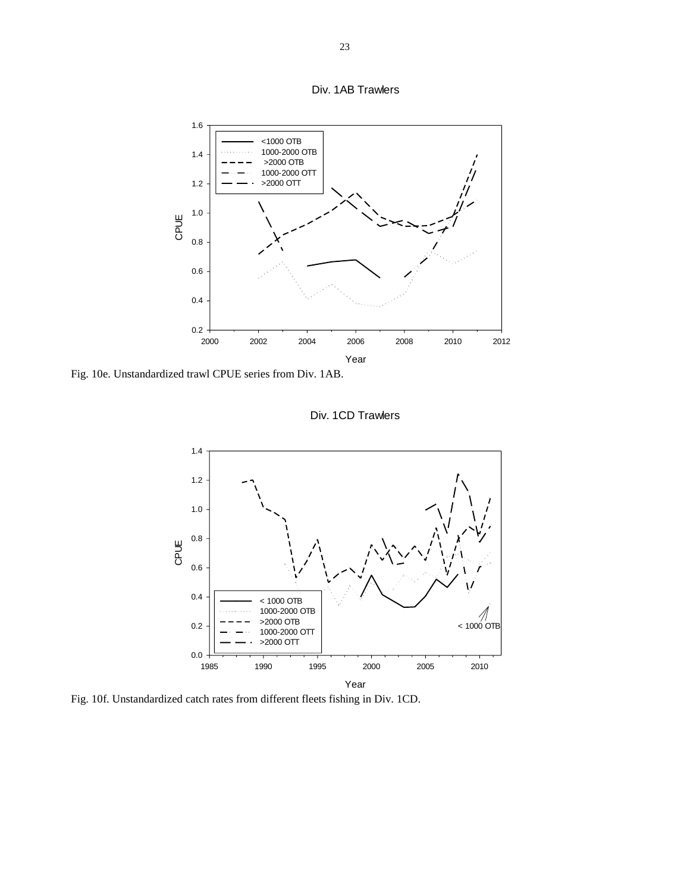Fig. 10e. Unstandardized trawl CPUE series from Div. 1AB.

Fig. 10f. Unstandardized catch rates from different fleets fishing in Div. 1CD.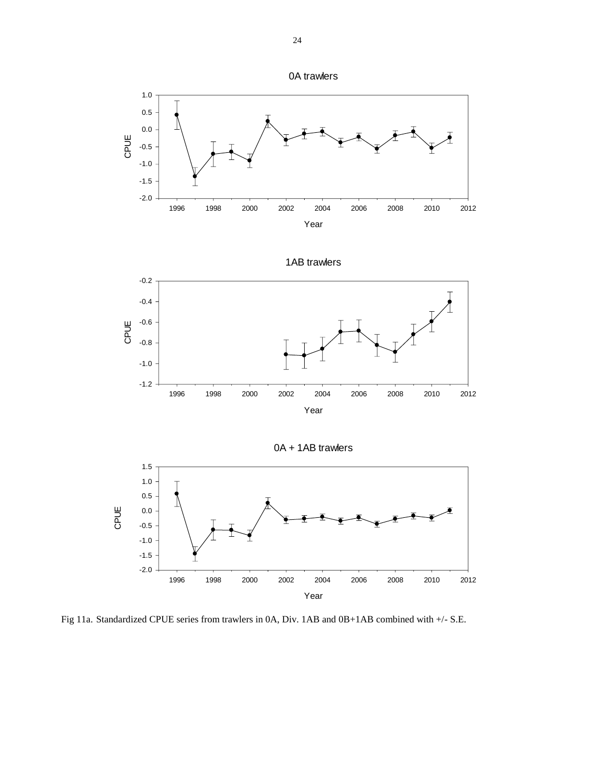Fig 11a. Standardized CPUE series from trawlers in 0A, Div. 1AB and 0B+1AB combined with +/- S.E.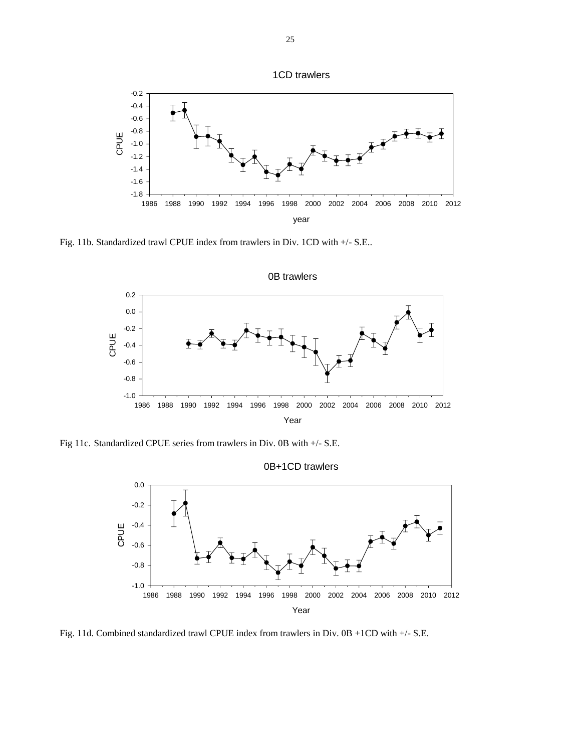Fig. 11b. Standardized trawl CPUE index from trawlers in Div. 1CD with +/- S.E..

Fig 11c. Standardized CPUE series from trawlers in Div. 0B with +/- S.E.

Fig. 11d. Combined standardized trawl CPUE index from trawlers in Div. 0B +1CD with +/- S.E.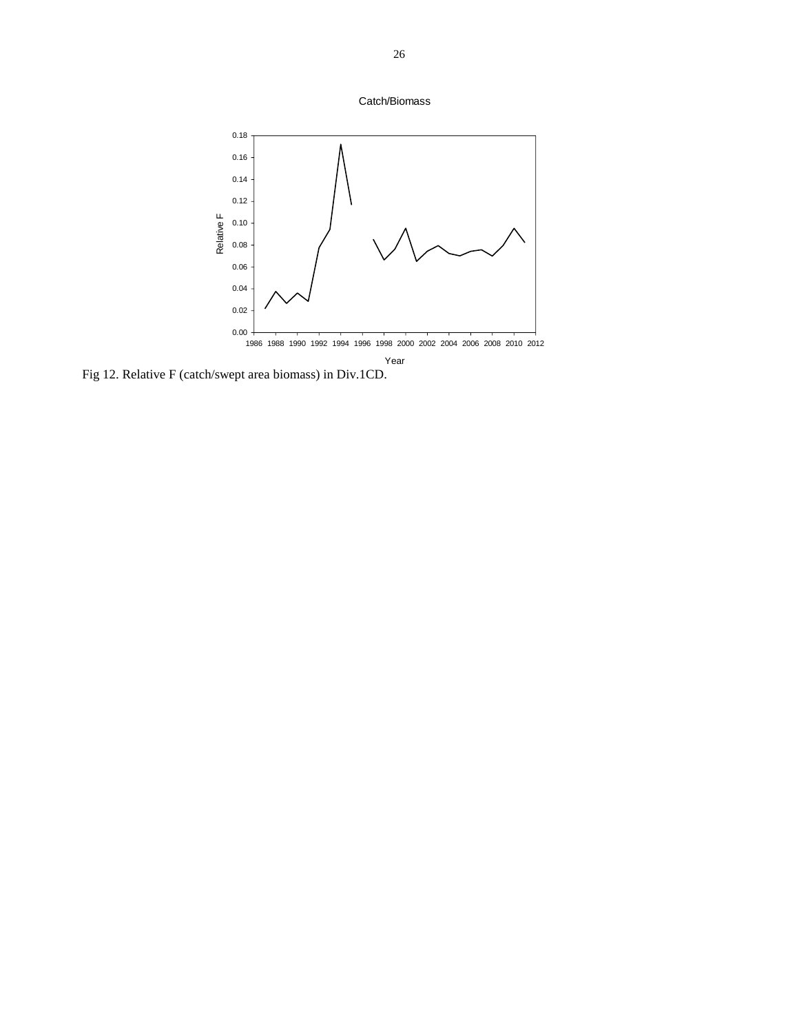Catch/Biomass

Relative F

0.18
0.16
0.14
0.12
0.10
0.08
0.06
0.04
0.02
0.00

1986 1988 1990 1992 1994 1996 1998 2000 2002 2004 2006 2008 2010 2012

Year

Fig 12. Relative F (catch/swept area biomass) in Div.1CD.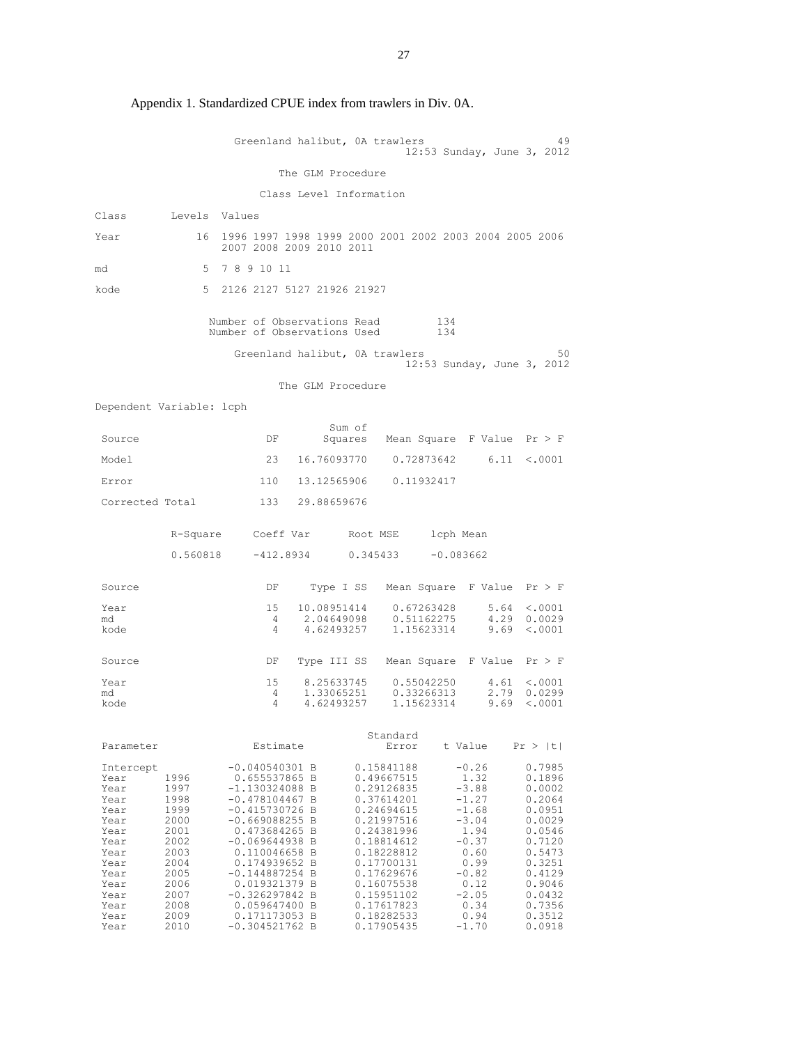Appendix 1. Standardized CPUE index from trawlers in Div. 0A.

```
                     Greenland halibut, 0A trawlers                      49
                                          12:53 Sunday, June 3, 2012

                          The GLM Procedure

                       Class Level Information

Class       Levels  Values

Year            16  1996 1997 1998 1999 2000 2001 2002 2003 2004 2005 2006
                    2007 2008 2009 2010 2011

md               5  7 8 9 10 11

kode             5  2126 2127 5127 21926 21927


                 Number of Observations Read         134
                 Number of Observations Used         134

                     Greenland halibut, 0A trawlers                      50
                                          12:53 Sunday, June 3, 2012

                          The GLM Procedure

Dependent Variable: lcph

                                        Sum of
 Source                      DF        Squares   Mean Square  F Value  Pr > F

 Model                       23    16.76093770    0.72873642     6.11  <.0001

 Error                      110    13.12565906    0.11932417

 Corrected Total            133    29.88659676


          R-Square     Coeff Var      Root MSE     lcph Mean

          0.560818     -412.8934      0.345433     -0.083662


 Source                      DF      Type I SS   Mean Square  F Value  Pr > F

 Year                        15    10.08951414    0.67263428     5.64  <.0001
 md                           4     2.04649098    0.51162275     4.29  0.0029
 kode                         4     4.62493257    1.15623314     9.69  <.0001


 Source                      DF    Type III SS   Mean Square  F Value  Pr > F

 Year                        15     8.25633745    0.55042250     4.61  <.0001
 md                           4     1.33065251    0.33266313     2.79  0.0299
 kode                         4     4.62493257    1.15623314     9.69  <.0001


                                                Standard
 Parameter                Estimate                 Error    t Value    Pr > |t|

 Intercept            -0.040540301 B          0.15841188      -0.26      0.7985
 Year      1996        0.655537865 B          0.49667515       1.32      0.1896
 Year      1997       -1.130324088 B          0.29126835      -3.88      0.0002
 Year      1998       -0.478104467 B          0.37614201      -1.27      0.2064
 Year      1999       -0.415730726 B          0.24694615      -1.68      0.0951
 Year      2000       -0.669088255 B          0.21997516      -3.04      0.0029
 Year      2001        0.473684265 B          0.24381996       1.94      0.0546
 Year      2002       -0.069644938 B          0.18814612      -0.37      0.7120
 Year      2003        0.110046658 B          0.18228812       0.60      0.5473
 Year      2004        0.174939652 B          0.17700131       0.99      0.3251
 Year      2005       -0.144887254 B          0.17629676      -0.82      0.4129
 Year      2006        0.019321379 B          0.16075538       0.12      0.9046
 Year      2007       -0.326297842 B          0.15951102      -2.05      0.0432
 Year      2008        0.059647400 B          0.17617823       0.34      0.7356
 Year      2009        0.171173053 B          0.18282533       0.94      0.3512
 Year      2010       -0.304521762 B          0.17905435      -1.70      0.0918
```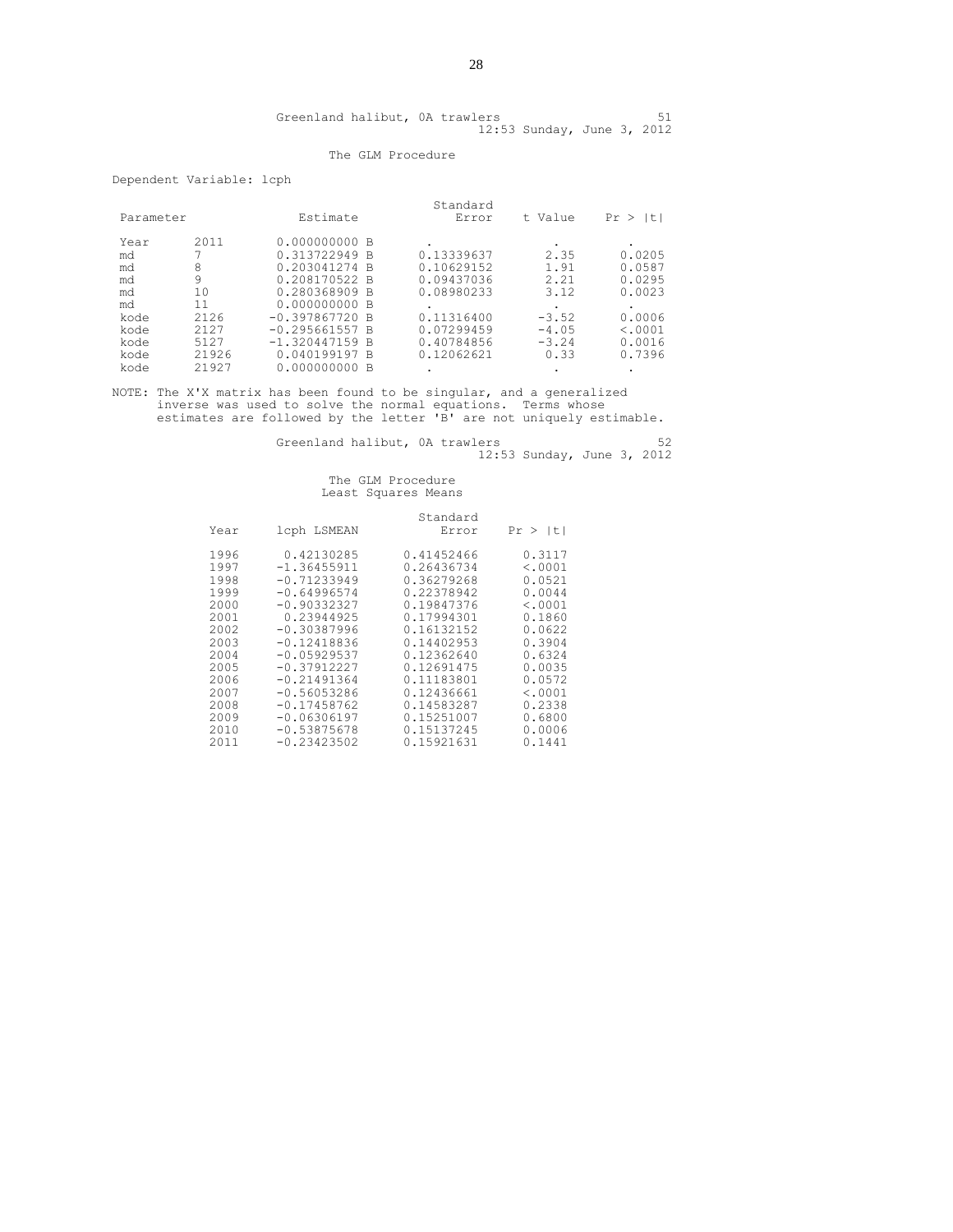Greenland halibut, 0A trawlers 51
12:53 Sunday, June 3, 2012

The GLM Procedure

Dependent Variable: lcph

| Parameter | | Estimate | Standard Error | t Value | Pr > \|t\| |
|---|---|---|---|---|---|
| Year | 2011 | 0.000000000 B | . | . | . |
| md | 7 | 0.313722949 B | 0.13339637 | 2.35 | 0.0205 |
| md | 8 | 0.203041274 B | 0.10629152 | 1.91 | 0.0587 |
| md | 9 | 0.208170522 B | 0.09437036 | 2.21 | 0.0295 |
| md | 10 | 0.280368909 B | 0.08980233 | 3.12 | 0.0023 |
| md | 11 | 0.000000000 B | . | . | . |
| kode | 2126 | -0.397867720 B | 0.11316400 | -3.52 | 0.0006 |
| kode | 2127 | -0.295661557 B | 0.07299459 | -4.05 | <.0001 |
| kode | 5127 | -1.320447159 B | 0.40784856 | -3.24 | 0.0016 |
| kode | 21926 | 0.040199197 B | 0.12062621 | 0.33 | 0.7396 |
| kode | 21927 | 0.000000000 B | . | . | . |

NOTE: The X'X matrix has been found to be singular, and a generalized inverse was used to solve the normal equations. Terms whose estimates are followed by the letter 'B' are not uniquely estimable.

Greenland halibut, 0A trawlers 52
12:53 Sunday, June 3, 2012

The GLM Procedure
Least Squares Means

| Year | lcph LSMEAN | Standard Error | Pr > \|t\| |
|---|---|---|---|
| 1996 | 0.42130285 | 0.41452466 | 0.3117 |
| 1997 | -1.36455911 | 0.26436734 | <.0001 |
| 1998 | -0.71233949 | 0.36279268 | 0.0521 |
| 1999 | -0.64996574 | 0.22378942 | 0.0044 |
| 2000 | -0.90332327 | 0.19847376 | <.0001 |
| 2001 | 0.23944925 | 0.17994301 | 0.1860 |
| 2002 | -0.30387996 | 0.16132152 | 0.0622 |
| 2003 | -0.12418836 | 0.14402953 | 0.3904 |
| 2004 | -0.05929537 | 0.12362640 | 0.6324 |
| 2005 | -0.37912227 | 0.12691475 | 0.0035 |
| 2006 | -0.21491364 | 0.11183801 | 0.0572 |
| 2007 | -0.56053286 | 0.12436661 | <.0001 |
| 2008 | -0.17458762 | 0.14583287 | 0.2338 |
| 2009 | -0.06306197 | 0.15251007 | 0.6800 |
| 2010 | -0.53875678 | 0.15137245 | 0.0006 |
| 2011 | -0.23423502 | 0.15921631 | 0.1441 |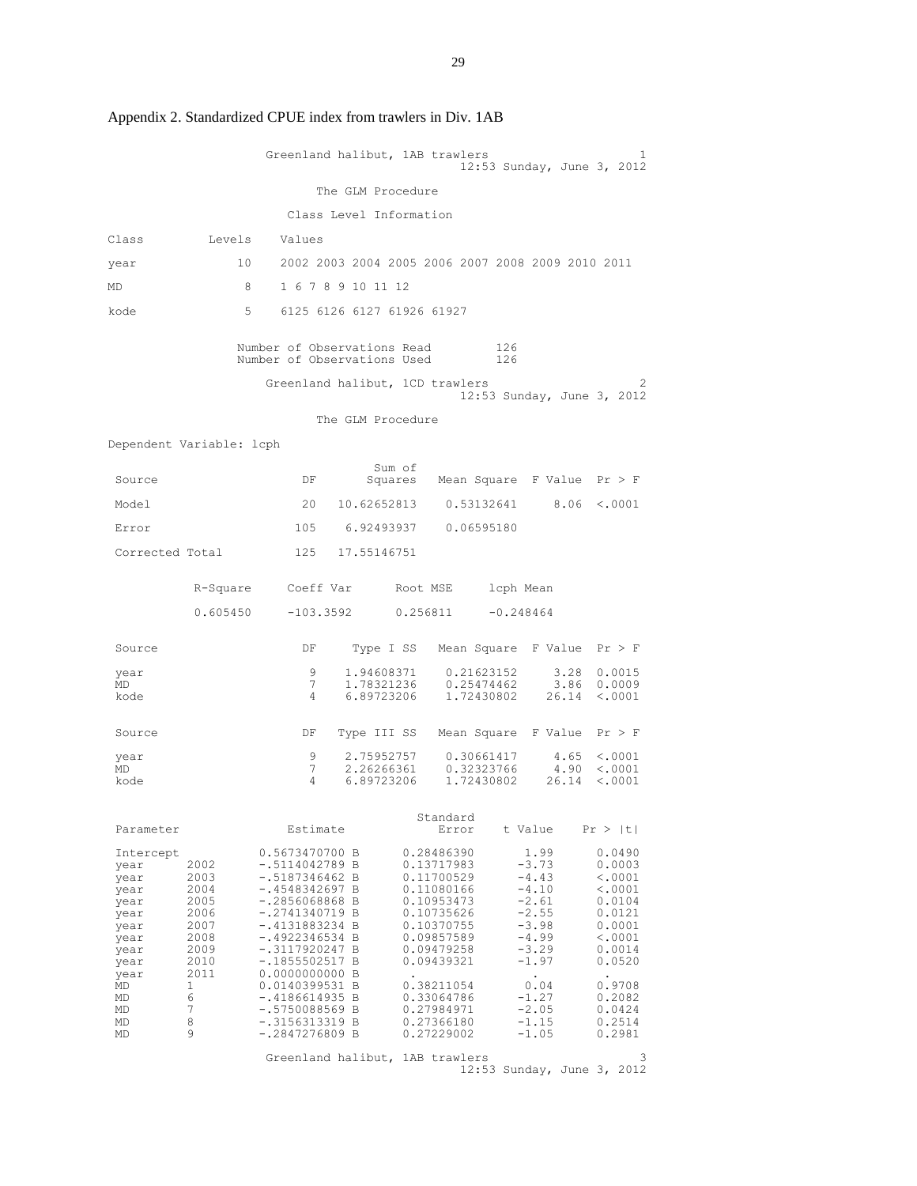Appendix 2. Standardized CPUE index from trawlers in Div. 1AB

```
                    Greenland halibut, 1AB trawlers                          1
                                            12:53 Sunday, June 3, 2012

                            The GLM Procedure

                         Class Level Information

Class         Levels    Values

year              10    2002 2003 2004 2005 2006 2007 2008 2009 2010 2011

MD                 8    1 6 7 8 9 10 11 12

kode               5    6125 6126 6127 61926 61927


                  Number of Observations Read         126
                  Number of Observations Used         126

                    Greenland halibut, 1CD trawlers                          2
                                            12:53 Sunday, June 3, 2012

                            The GLM Procedure

Dependent Variable: lcph

                                      Sum of
 Source                     DF       Squares   Mean Square  F Value  Pr > F

 Model                      20   10.62652813    0.53132641     8.06  <.0001

 Error                     105    6.92493937    0.06595180

 Corrected Total           125   17.55146751


           R-Square     Coeff Var      Root MSE     lcph Mean

           0.605450     -103.3592      0.256811     -0.248464


 Source                     DF     Type I SS   Mean Square  F Value  Pr > F

 year                        9    1.94608371    0.21623152     3.28  0.0015
 MD                          7    1.78321236    0.25474462     3.86  0.0009
 kode                        4    6.89723206    1.72430802    26.14  <.0001


 Source                     DF   Type III SS   Mean Square  F Value  Pr > F

 year                        9    2.75952757    0.30661417     4.65  <.0001
 MD                          7    2.26266361    0.32323766     4.90  <.0001
 kode                        4    6.89723206    1.72430802    26.14  <.0001


                                                 Standard
 Parameter                 Estimate                 Error    t Value    Pr > |t|

 Intercept           0.5673470700 B        0.28486390       1.99       0.0490
 year      2002      -.5114042789 B        0.13717983      -3.73       0.0003
 year      2003      -.5187346462 B        0.11700529      -4.43       <.0001
 year      2004      -.4548342697 B        0.11080166      -4.10       <.0001
 year      2005      -.2856068868 B        0.10953473      -2.61       0.0104
 year      2006      -.2741340719 B        0.10735626      -2.55       0.0121
 year      2007      -.4131883234 B        0.10370755      -3.98       0.0001
 year      2008      -.4922346534 B        0.09857589      -4.99       <.0001
 year      2009      -.3117920247 B        0.09479258      -3.29       0.0014
 year      2010      -.1855502517 B        0.09439321      -1.97       0.0520
 year      2011      0.0000000000 B         .                .           .
 MD        1         0.0140399531 B        0.38211054       0.04       0.9708
 MD        6         -.4186614935 B        0.33064786      -1.27       0.2082
 MD        7         -.5750088569 B        0.27984971      -2.05       0.0424
 MD        8         -.3156313319 B        0.27366180      -1.15       0.2514
 MD        9         -.2847276809 B        0.27229002      -1.05       0.2981

                    Greenland halibut, 1AB trawlers                          3
                                            12:53 Sunday, June 3, 2012
```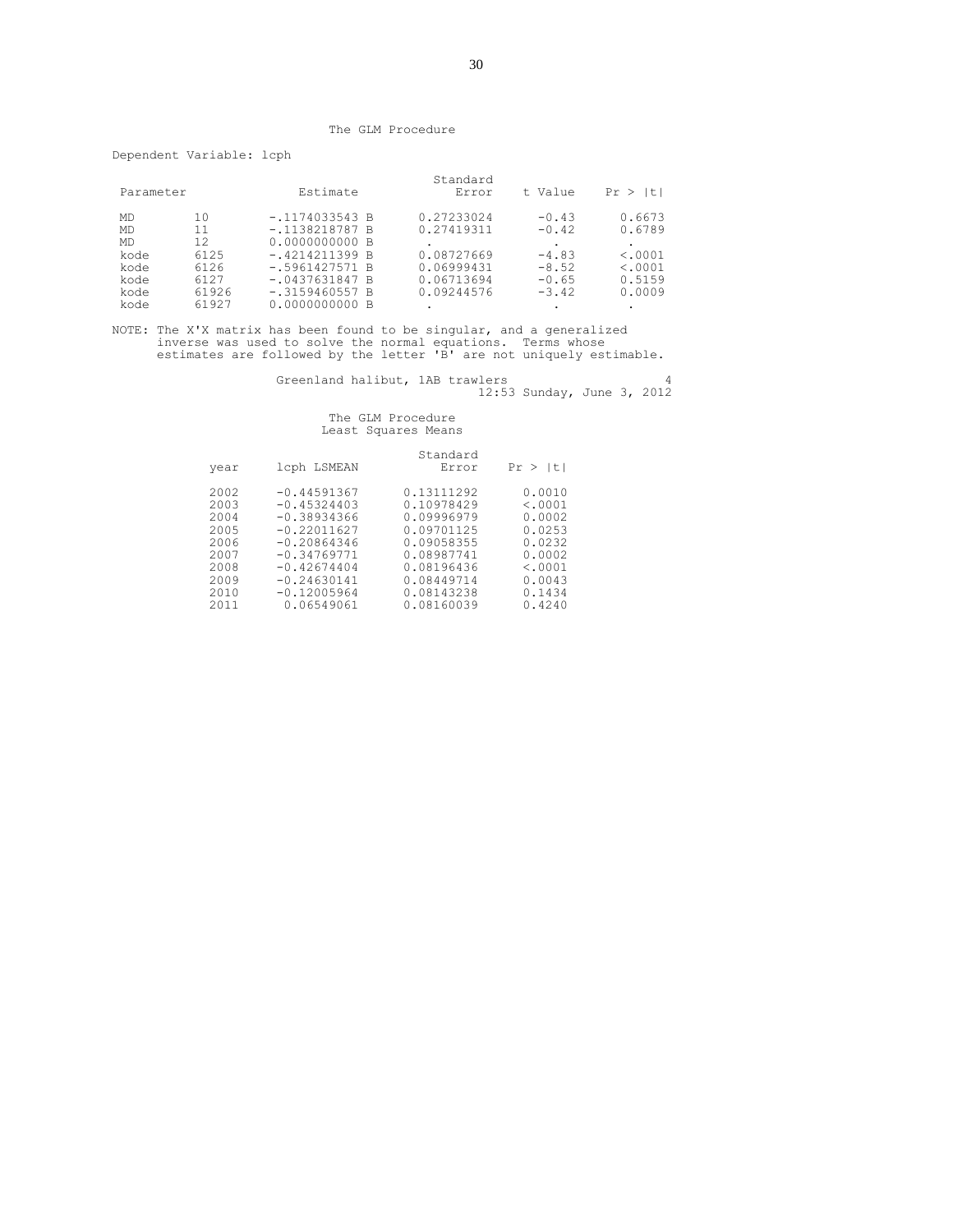The GLM Procedure

Dependent Variable: lcph

| Parameter | | Estimate | | Standard Error | t Value | Pr > \|t\| |
|---|---|---|---|---|---|---|
| MD | 10 | -.1174033543 | B | 0.27233024 | -0.43 | 0.6673 |
| MD | 11 | -.1138218787 | B | 0.27419311 | -0.42 | 0.6789 |
| MD | 12 | 0.0000000000 | B | . | . | . |
| kode | 6125 | -.4214211399 | B | 0.08727669 | -4.83 | <.0001 |
| kode | 6126 | -.5961427571 | B | 0.06999431 | -8.52 | <.0001 |
| kode | 6127 | -.0437631847 | B | 0.06713694 | -0.65 | 0.5159 |
| kode | 61926 | -.3159460557 | B | 0.09244576 | -3.42 | 0.0009 |
| kode | 61927 | 0.0000000000 | B | . | . | . |

NOTE: The X'X matrix has been found to be singular, and a generalized inverse was used to solve the normal equations. Terms whose estimates are followed by the letter 'B' are not uniquely estimable.

Greenland halibut, 1AB trawlers 4
12:53 Sunday, June 3, 2012

The GLM Procedure
Least Squares Means

| year | lcph LSMEAN | Standard Error | Pr > \|t\| |
|---|---|---|---|
| 2002 | -0.44591367 | 0.13111292 | 0.0010 |
| 2003 | -0.45324403 | 0.10978429 | <.0001 |
| 2004 | -0.38934366 | 0.09996979 | 0.0002 |
| 2005 | -0.22011627 | 0.09701125 | 0.0253 |
| 2006 | -0.20864346 | 0.09058355 | 0.0232 |
| 2007 | -0.34769771 | 0.08987741 | 0.0002 |
| 2008 | -0.42674404 | 0.08196436 | <.0001 |
| 2009 | -0.24630141 | 0.08449714 | 0.0043 |
| 2010 | -0.12005964 | 0.08143238 | 0.1434 |
| 2011 | 0.06549061 | 0.08160039 | 0.4240 |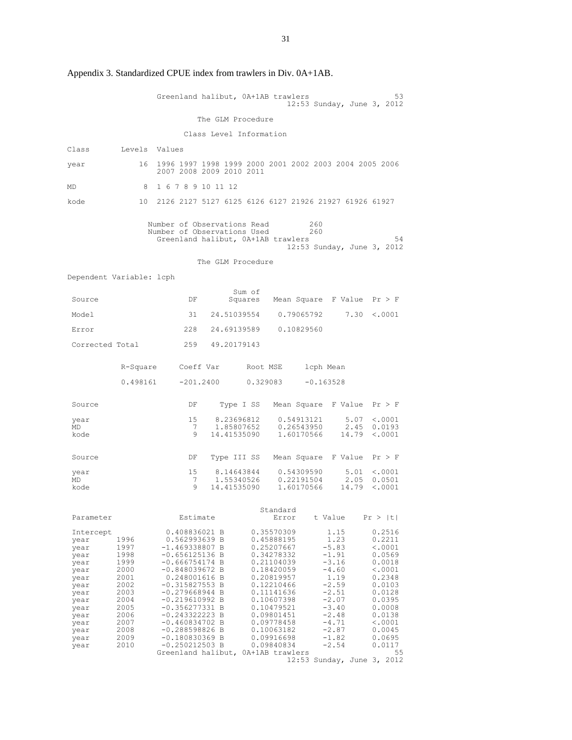Appendix 3. Standardized CPUE index from trawlers in Div. 0A+1AB.

```
                    Greenland halibut, 0A+1AB trawlers                   53
                                            12:53 Sunday, June 3, 2012

                             The GLM Procedure

                          Class Level Information

Class       Levels  Values

year            16  1996 1997 1998 1999 2000 2001 2002 2003 2004 2005 2006
                    2007 2008 2009 2010 2011

MD               8  1 6 7 8 9 10 11 12

kode            10  2126 2127 5127 6125 6126 6127 21926 21927 61926 61927


                  Number of Observations Read         260
                  Number of Observations Used         260
                    Greenland halibut, 0A+1AB trawlers                   54
                                            12:53 Sunday, June 3, 2012

                             The GLM Procedure

Dependent Variable: lcph

                                     Sum of
 Source                      DF        Squares   Mean Square  F Value  Pr > F

 Model                       31    24.51039554    0.79065792     7.30  <.0001

 Error                      228    24.69139589    0.10829560

 Corrected Total            259    49.20179143


          R-Square     Coeff Var      Root MSE     lcph Mean

          0.498161     -201.2400      0.329083     -0.163528


 Source                      DF      Type I SS   Mean Square  F Value  Pr > F

 year                        15     8.23696812    0.54913121     5.07  <.0001
 MD                           7     1.85807652    0.26543950     2.45  0.0193
 kode                         9    14.41535090    1.60170566    14.79  <.0001


 Source                      DF    Type III SS   Mean Square  F Value  Pr > F

 year                        15     8.14643844    0.54309590     5.01  <.0001
 MD                           7     1.55340526    0.22191504     2.05  0.0501
 kode                         9    14.41535090    1.60170566    14.79  <.0001


                                                 Standard
 Parameter                 Estimate                 Error    t Value    Pr > |t|

 Intercept              0.408836021 B          0.35570309       1.15      0.2516
 year      1996         0.562993639 B          0.45888195       1.23      0.2211
 year      1997        -1.469338807 B          0.25207667      -5.83      <.0001
 year      1998        -0.656125136 B          0.34278332      -1.91      0.0569
 year      1999        -0.666754174 B          0.21104039      -3.16      0.0018
 year      2000        -0.848039672 B          0.18420059      -4.60      <.0001
 year      2001         0.248001616 B          0.20819957       1.19      0.2348
 year      2002        -0.315827553 B          0.12210466      -2.59      0.0103
 year      2003        -0.279668944 B          0.11141636      -2.51      0.0128
 year      2004        -0.219610992 B          0.10607398      -2.07      0.0395
 year      2005        -0.356277331 B          0.10479521      -3.40      0.0008
 year      2006        -0.243322223 B          0.09801451      -2.48      0.0138
 year      2007        -0.460834702 B          0.09778458      -4.71      <.0001
 year      2008        -0.288598826 B          0.10063182      -2.87      0.0045
 year      2009        -0.180830369 B          0.09916698      -1.82      0.0695
 year      2010        -0.250212503 B          0.09840834      -2.54      0.0117
                    Greenland halibut, 0A+1AB trawlers                   55
                                            12:53 Sunday, June 3, 2012
```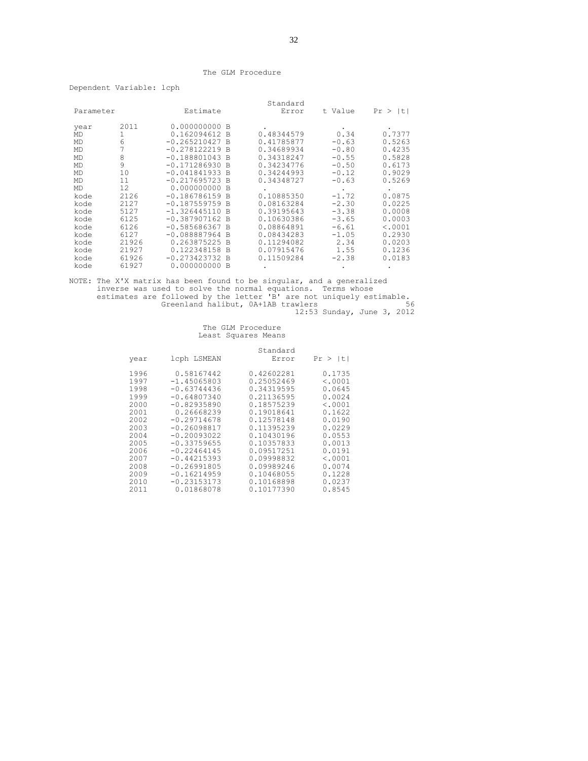The GLM Procedure

Dependent Variable: lcph

| Parameter | | Estimate | Standard Error | t Value | Pr > \|t\| |
|---|---|---|---|---|---|
| year | 2011 | 0.000000000 B | . | . | . |
| MD | 1 | 0.162094612 B | 0.48344579 | 0.34 | 0.7377 |
| MD | 6 | -0.265210427 B | 0.41785877 | -0.63 | 0.5263 |
| MD | 7 | -0.278122219 B | 0.34689934 | -0.80 | 0.4235 |
| MD | 8 | -0.188801043 B | 0.34318247 | -0.55 | 0.5828 |
| MD | 9 | -0.171286930 B | 0.34234776 | -0.50 | 0.6173 |
| MD | 10 | -0.041841933 B | 0.34244993 | -0.12 | 0.9029 |
| MD | 11 | -0.217695723 B | 0.34348727 | -0.63 | 0.5269 |
| MD | 12 | 0.000000000 B | . | . | . |
| kode | 2126 | -0.186786159 B | 0.10885350 | -1.72 | 0.0875 |
| kode | 2127 | -0.187559759 B | 0.08163284 | -2.30 | 0.0225 |
| kode | 5127 | -1.326445110 B | 0.39195643 | -3.38 | 0.0008 |
| kode | 6125 | -0.387907162 B | 0.10630386 | -3.65 | 0.0003 |
| kode | 6126 | -0.585686367 B | 0.08864891 | -6.61 | <.0001 |
| kode | 6127 | -0.088887964 B | 0.08434283 | -1.05 | 0.2930 |
| kode | 21926 | 0.263875225 B | 0.11294082 | 2.34 | 0.0203 |
| kode | 21927 | 0.122348158 B | 0.07915476 | 1.55 | 0.1236 |
| kode | 61926 | -0.273423732 B | 0.11509284 | -2.38 | 0.0183 |
| kode | 61927 | 0.000000000 B | . | . | . |

NOTE: The X'X matrix has been found to be singular, and a generalized inverse was used to solve the normal equations. Terms whose estimates are followed by the letter 'B' are not uniquely estimable.

Greenland halibut, 0A+1AB trawlers 56
12:53 Sunday, June 3, 2012

The GLM Procedure
Least Squares Means

| year | lcph LSMEAN | Standard Error | Pr > \|t\| |
|---|---|---|---|
| 1996 | 0.58167442 | 0.42602281 | 0.1735 |
| 1997 | -1.45065803 | 0.25052469 | <.0001 |
| 1998 | -0.63744436 | 0.34319595 | 0.0645 |
| 1999 | -0.64807340 | 0.21136595 | 0.0024 |
| 2000 | -0.82935890 | 0.18575239 | <.0001 |
| 2001 | 0.26668239 | 0.19018641 | 0.1622 |
| 2002 | -0.29714678 | 0.12578148 | 0.0190 |
| 2003 | -0.26098817 | 0.11395239 | 0.0229 |
| 2004 | -0.20093022 | 0.10430196 | 0.0553 |
| 2005 | -0.33759655 | 0.10357833 | 0.0013 |
| 2006 | -0.22464145 | 0.09517251 | 0.0191 |
| 2007 | -0.44215393 | 0.09998832 | <.0001 |
| 2008 | -0.26991805 | 0.09989246 | 0.0074 |
| 2009 | -0.16214959 | 0.10468055 | 0.1228 |
| 2010 | -0.23153173 | 0.10168898 | 0.0237 |
| 2011 | 0.01868078 | 0.10177390 | 0.8545 |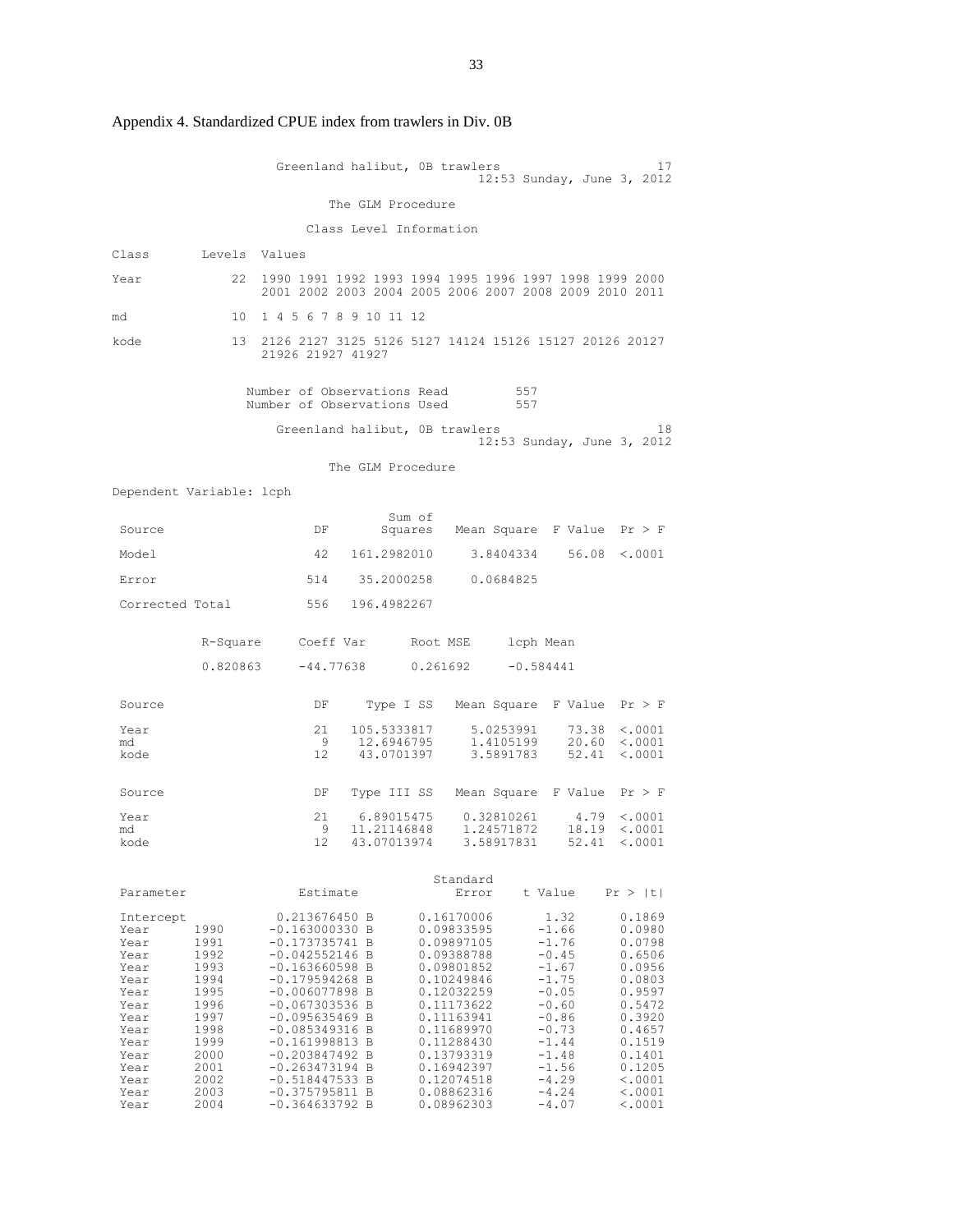Appendix 4. Standardized CPUE index from trawlers in Div. 0B

```
                    Greenland halibut, 0B trawlers                            17
                                                  12:53 Sunday, June 3, 2012

                              The GLM Procedure

                           Class Level Information

Class        Levels  Values

Year             22  1990 1991 1992 1993 1994 1995 1996 1997 1998 1999 2000
                     2001 2002 2003 2004 2005 2006 2007 2008 2009 2010 2011

md               10  1 4 5 6 7 8 9 10 11 12

kode             13  2126 2127 3125 5126 5127 14124 15126 15127 20126 20127
                     21926 21927 41927


                     Number of Observations Read         557
                     Number of Observations Used         557

                    Greenland halibut, 0B trawlers                            18
                                                  12:53 Sunday, June 3, 2012

                              The GLM Procedure

Dependent Variable: lcph

                                        Sum of
 Source                      DF        Squares    Mean Square   F Value   Pr > F

 Model                       42    161.2982010      3.8404334     56.08   <.0001

 Error                      514     35.2000258      0.0684825

 Corrected Total            556    196.4982267


           R-Square     Coeff Var      Root MSE     lcph Mean

           0.820863     -44.77638      0.261692     -0.584441


 Source                      DF      Type I SS    Mean Square   F Value   Pr > F

 Year                        21    105.5333817      5.0253991     73.38   <.0001
 md                           9     12.6946795      1.4105199     20.60   <.0001
 kode                        12     43.0701397      3.5891783     52.41   <.0001


 Source                      DF    Type III SS    Mean Square   F Value   Pr > F

 Year                        21     6.89015475     0.32810261      4.79   <.0001
 md                           9    11.21146848     1.24571872     18.19   <.0001
 kode                        12    43.07013974     3.58917831     52.41   <.0001


                                                   Standard
 Parameter                 Estimate                   Error    t Value    Pr > |t|

 Intercept             0.213676450 B             0.16170006       1.32      0.1869
 Year      1990       -0.163000330 B             0.09833595      -1.66      0.0980
 Year      1991       -0.173735741 B             0.09897105      -1.76      0.0798
 Year      1992       -0.042552146 B             0.09388788      -0.45      0.6506
 Year      1993       -0.163660598 B             0.09801852      -1.67      0.0956
 Year      1994       -0.179594268 B             0.10249846      -1.75      0.0803
 Year      1995       -0.006077898 B             0.12032259      -0.05      0.9597
 Year      1996       -0.067303536 B             0.11173622      -0.60      0.5472
 Year      1997       -0.095635469 B             0.11163941      -0.86      0.3920
 Year      1998       -0.085349316 B             0.11689970      -0.73      0.4657
 Year      1999       -0.161998813 B             0.11288430      -1.44      0.1519
 Year      2000       -0.203847492 B             0.13793319      -1.48      0.1401
 Year      2001       -0.263473194 B             0.16942397      -1.56      0.1205
 Year      2002       -0.518447533 B             0.12074518      -4.29      <.0001
 Year      2003       -0.375795811 B             0.08862316      -4.24      <.0001
 Year      2004       -0.364633792 B             0.08962303      -4.07      <.0001
```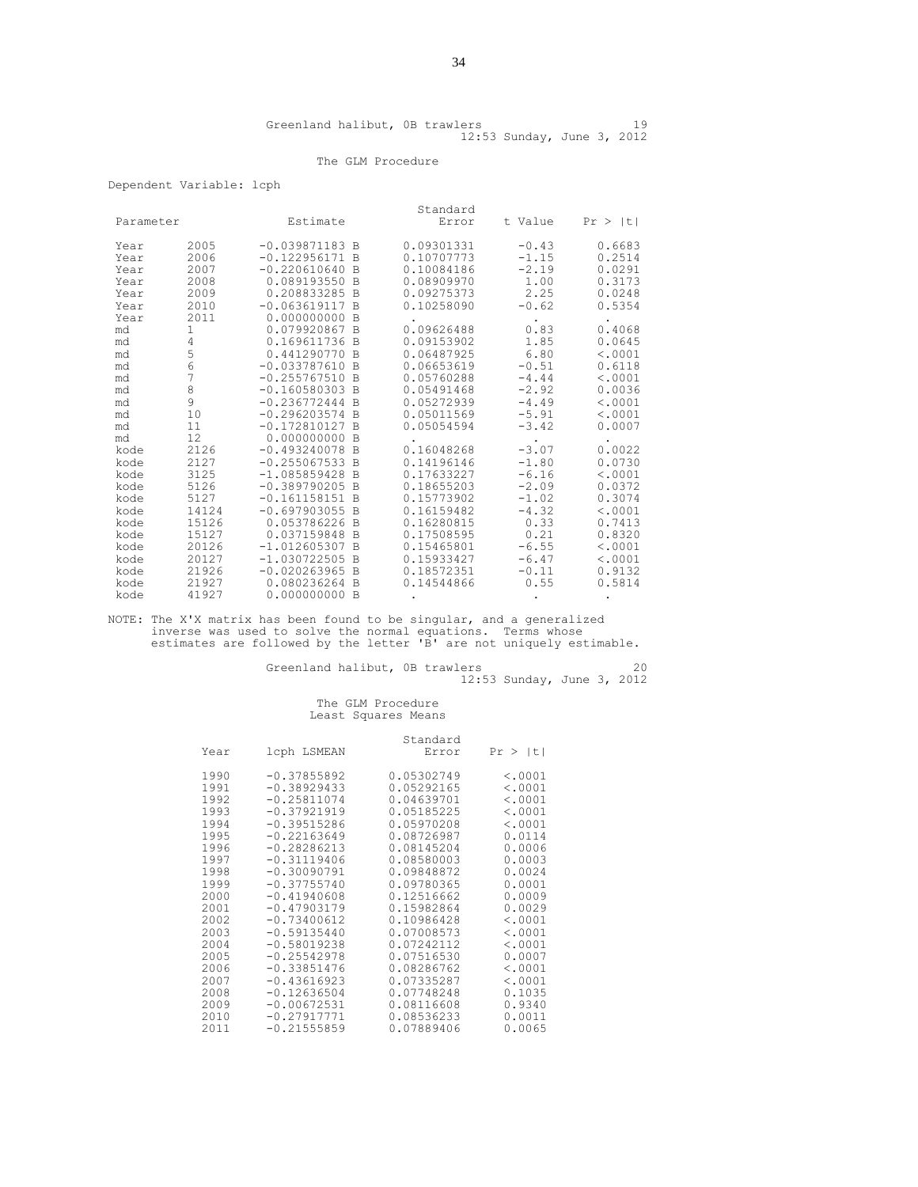Greenland halibut, 0B trawlers 19
12:53 Sunday, June 3, 2012

The GLM Procedure

Dependent Variable: lcph

| Parameter | | Estimate | | Standard Error | t Value | Pr > \|t\| |
|---|---|---|---|---|---|---|
| Year | 2005 | -0.039871183 | B | 0.09301331 | -0.43 | 0.6683 |
| Year | 2006 | -0.122956171 | B | 0.10707773 | -1.15 | 0.2514 |
| Year | 2007 | -0.220610640 | B | 0.10084186 | -2.19 | 0.0291 |
| Year | 2008 | 0.089193550 | B | 0.08909970 | 1.00 | 0.3173 |
| Year | 2009 | 0.208833285 | B | 0.09275373 | 2.25 | 0.0248 |
| Year | 2010 | -0.063619117 | B | 0.10258090 | -0.62 | 0.5354 |
| Year | 2011 | 0.000000000 | B | . | . | . |
| md | 1 | 0.079920867 | B | 0.09626488 | 0.83 | 0.4068 |
| md | 4 | 0.169611736 | B | 0.09153902 | 1.85 | 0.0645 |
| md | 5 | 0.441290770 | B | 0.06487925 | 6.80 | <.0001 |
| md | 6 | -0.033787610 | B | 0.06653619 | -0.51 | 0.6118 |
| md | 7 | -0.255767510 | B | 0.05760288 | -4.44 | <.0001 |
| md | 8 | -0.160580303 | B | 0.05491468 | -2.92 | 0.0036 |
| md | 9 | -0.236772444 | B | 0.05272939 | -4.49 | <.0001 |
| md | 10 | -0.296203574 | B | 0.05011569 | -5.91 | <.0001 |
| md | 11 | -0.172810127 | B | 0.05054594 | -3.42 | 0.0007 |
| md | 12 | 0.000000000 | B | . | . | . |
| kode | 2126 | -0.493240078 | B | 0.16048268 | -3.07 | 0.0022 |
| kode | 2127 | -0.255067533 | B | 0.14196146 | -1.80 | 0.0730 |
| kode | 3125 | -1.085859428 | B | 0.17633227 | -6.16 | <.0001 |
| kode | 5126 | -0.389790205 | B | 0.18655203 | -2.09 | 0.0372 |
| kode | 5127 | -0.161158151 | B | 0.15773902 | -1.02 | 0.3074 |
| kode | 14124 | -0.697903055 | B | 0.16159482 | -4.32 | <.0001 |
| kode | 15126 | 0.053786226 | B | 0.16280815 | 0.33 | 0.7413 |
| kode | 15127 | 0.037159848 | B | 0.17508595 | 0.21 | 0.8320 |
| kode | 20126 | -1.012605307 | B | 0.15465801 | -6.55 | <.0001 |
| kode | 20127 | -1.030722505 | B | 0.15933427 | -6.47 | <.0001 |
| kode | 21926 | -0.020263965 | B | 0.18572351 | -0.11 | 0.9132 |
| kode | 21927 | 0.080236264 | B | 0.14544866 | 0.55 | 0.5814 |
| kode | 41927 | 0.000000000 | B | . | . | . |

NOTE: The X'X matrix has been found to be singular, and a generalized inverse was used to solve the normal equations. Terms whose estimates are followed by the letter 'B' are not uniquely estimable.

Greenland halibut, 0B trawlers 20
12:53 Sunday, June 3, 2012

The GLM Procedure
Least Squares Means

| Year | lcph LSMEAN | Standard Error | Pr > \|t\| |
|---|---|---|---|
| 1990 | -0.37855892 | 0.05302749 | <.0001 |
| 1991 | -0.38929433 | 0.05292165 | <.0001 |
| 1992 | -0.25811074 | 0.04639701 | <.0001 |
| 1993 | -0.37921919 | 0.05185225 | <.0001 |
| 1994 | -0.39515286 | 0.05970208 | <.0001 |
| 1995 | -0.22163649 | 0.08726987 | 0.0114 |
| 1996 | -0.28286213 | 0.08145204 | 0.0006 |
| 1997 | -0.31119406 | 0.08580003 | 0.0003 |
| 1998 | -0.30090791 | 0.09848872 | 0.0024 |
| 1999 | -0.37755740 | 0.09780365 | 0.0001 |
| 2000 | -0.41940608 | 0.12516662 | 0.0009 |
| 2001 | -0.47903179 | 0.15982864 | 0.0029 |
| 2002 | -0.73400612 | 0.10986428 | <.0001 |
| 2003 | -0.59135440 | 0.07008573 | <.0001 |
| 2004 | -0.58019238 | 0.07242112 | <.0001 |
| 2005 | -0.25542978 | 0.07516530 | 0.0007 |
| 2006 | -0.33851476 | 0.08286762 | <.0001 |
| 2007 | -0.43616923 | 0.07335287 | <.0001 |
| 2008 | -0.12636504 | 0.07748248 | 0.1035 |
| 2009 | -0.00672531 | 0.08116608 | 0.9340 |
| 2010 | -0.27917771 | 0.08536233 | 0.0011 |
| 2011 | -0.21555859 | 0.07889406 | 0.0065 |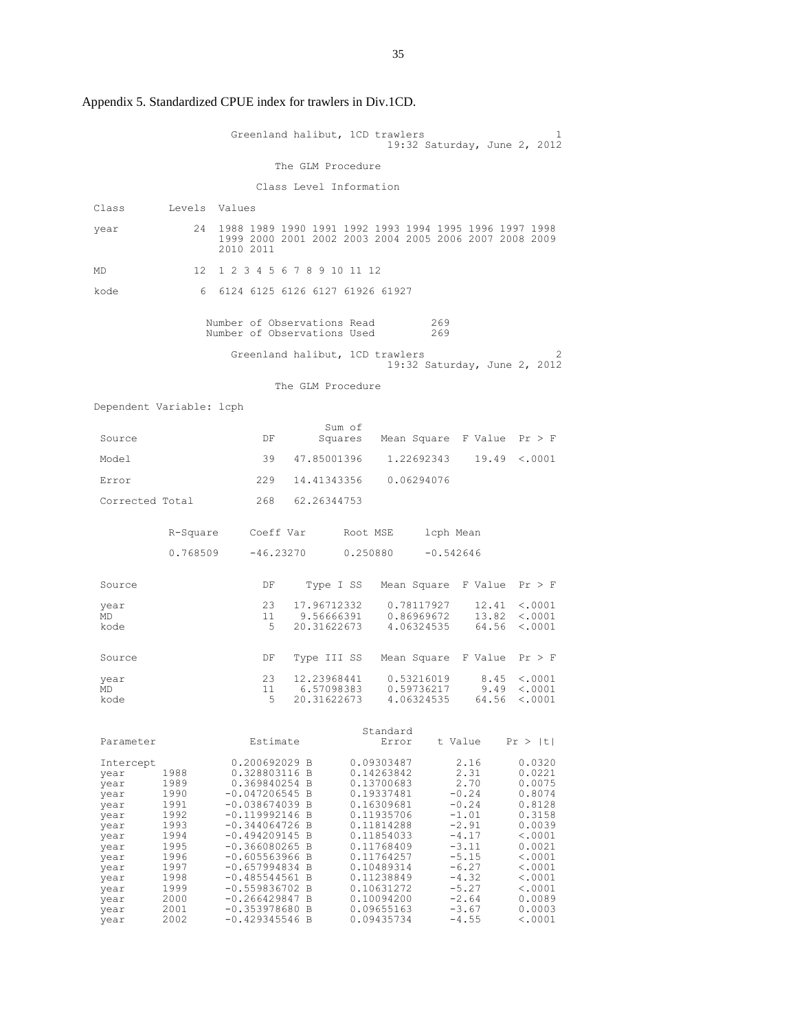Appendix 5. Standardized CPUE index for trawlers in Div.1CD.

```
                    Greenland halibut, 1CD trawlers                          1
                                         19:32 Saturday, June 2, 2012

                           The GLM Procedure

                        Class Level Information

Class       Levels  Values

year            24  1988 1989 1990 1991 1992 1993 1994 1995 1996 1997 1998
                    1999 2000 2001 2002 2003 2004 2005 2006 2007 2008 2009
                    2010 2011

MD              12  1 2 3 4 5 6 7 8 9 10 11 12

kode             6  6124 6125 6126 6127 61926 61927


                Number of Observations Read         269
                Number of Observations Used         269

                    Greenland halibut, 1CD trawlers                          2
                                         19:32 Saturday, June 2, 2012

                           The GLM Procedure

Dependent Variable: lcph

                                     Sum of
 Source                     DF      Squares   Mean Square  F Value  Pr > F

 Model                      39  47.85001396    1.22692343    19.49  <.0001

 Error                     229  14.41343356    0.06294076

 Corrected Total           268  62.26344753


          R-Square     Coeff Var      Root MSE     lcph Mean

          0.768509     -46.23270      0.250880     -0.542646


 Source                     DF    Type I SS   Mean Square  F Value  Pr > F

 year                       23  17.96712332    0.78117927    12.41  <.0001
 MD                         11   9.56666391    0.86969672    13.82  <.0001
 kode                        5  20.31622673    4.06324535    64.56  <.0001


 Source                     DF  Type III SS   Mean Square  F Value  Pr > F

 year                       23  12.23968441    0.53216019     8.45  <.0001
 MD                         11   6.57098383    0.59736217     9.49  <.0001
 kode                        5  20.31622673    4.06324535    64.56  <.0001


                                              Standard
 Parameter              Estimate                 Error    t Value    Pr > |t|

 Intercept           0.200692029 B          0.09303487       2.16      0.0320
 year      1988      0.328803116 B          0.14263842       2.31      0.0221
 year      1989      0.369840254 B          0.13700683       2.70      0.0075
 year      1990     -0.047206545 B          0.19337481      -0.24      0.8074
 year      1991     -0.038674039 B          0.16309681      -0.24      0.8128
 year      1992     -0.119992146 B          0.11935706      -1.01      0.3158
 year      1993     -0.344064726 B          0.11814288      -2.91      0.0039
 year      1994     -0.494209145 B          0.11854033      -4.17      <.0001
 year      1995     -0.366080265 B          0.11768409      -3.11      0.0021
 year      1996     -0.605563966 B          0.11764257      -5.15      <.0001
 year      1997     -0.657994834 B          0.10489314      -6.27      <.0001
 year      1998     -0.485544561 B          0.11238849      -4.32      <.0001
 year      1999     -0.559836702 B          0.10631272      -5.27      <.0001
 year      2000     -0.266429847 B          0.10094200      -2.64      0.0089
 year      2001     -0.353978680 B          0.09655163      -3.67      0.0003
 year      2002     -0.429345546 B          0.09435734      -4.55      <.0001
```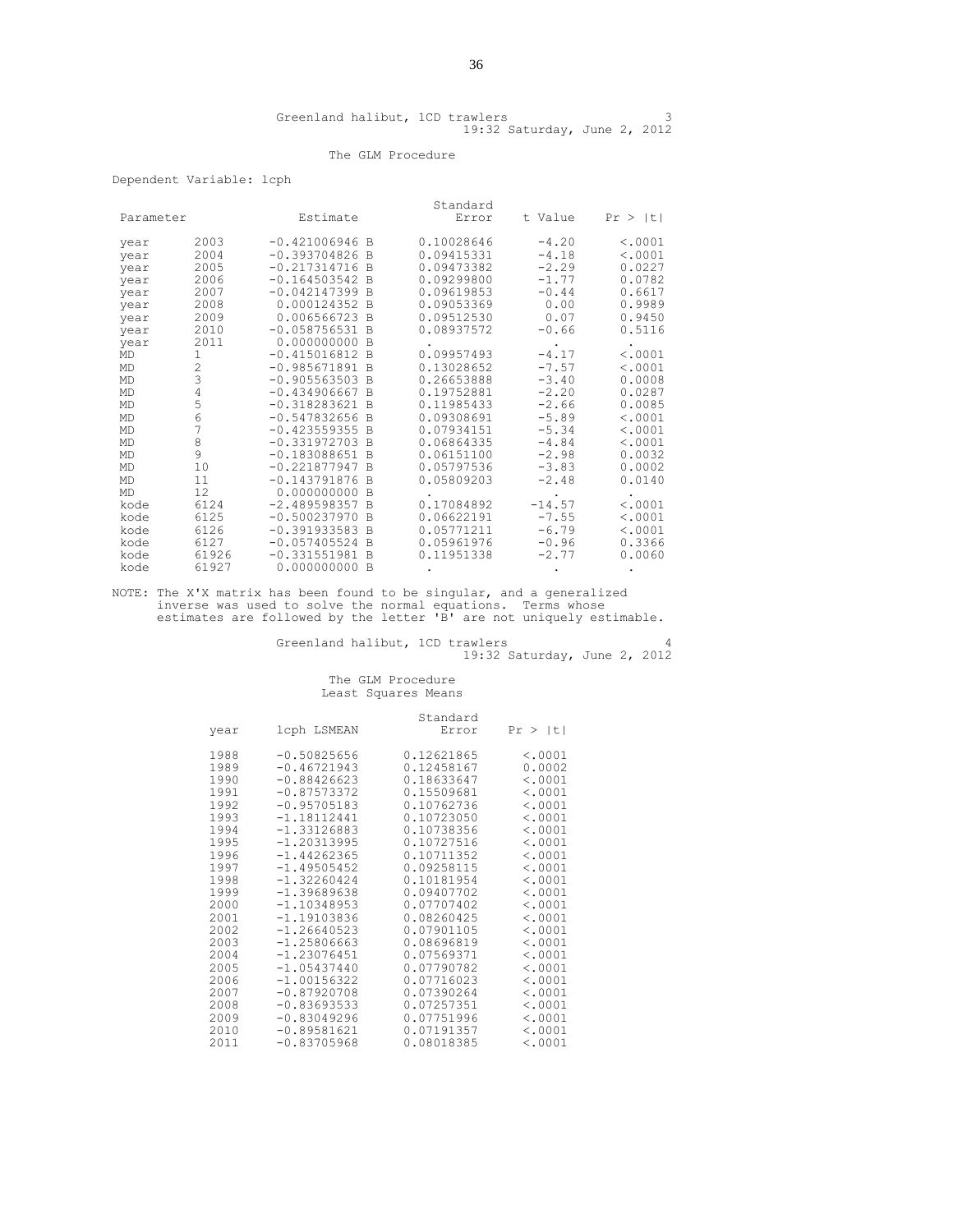Greenland halibut, 1CD trawlers 3
19:32 Saturday, June 2, 2012

The GLM Procedure

Dependent Variable: lcph

| Parameter | | Estimate | | Standard Error | t Value | Pr > \|t\| |
|---|---|---|---|---|---|---|
| year | 2003 | -0.421006946 | B | 0.10028646 | -4.20 | <.0001 |
| year | 2004 | -0.393704826 | B | 0.09415331 | -4.18 | <.0001 |
| year | 2005 | -0.217314716 | B | 0.09473382 | -2.29 | 0.0227 |
| year | 2006 | -0.164503542 | B | 0.09299800 | -1.77 | 0.0782 |
| year | 2007 | -0.042147399 | B | 0.09619853 | -0.44 | 0.6617 |
| year | 2008 | 0.000124352 | B | 0.09053369 | 0.00 | 0.9989 |
| year | 2009 | 0.006566723 | B | 0.09512530 | 0.07 | 0.9450 |
| year | 2010 | -0.058756531 | B | 0.08937572 | -0.66 | 0.5116 |
| year | 2011 | 0.000000000 | B | . | . | . |
| MD | 1 | -0.415016812 | B | 0.09957493 | -4.17 | <.0001 |
| MD | 2 | -0.985671891 | B | 0.13028652 | -7.57 | <.0001 |
| MD | 3 | -0.905563503 | B | 0.26653888 | -3.40 | 0.0008 |
| MD | 4 | -0.434906667 | B | 0.19752881 | -2.20 | 0.0287 |
| MD | 5 | -0.318283621 | B | 0.11985433 | -2.66 | 0.0085 |
| MD | 6 | -0.547832656 | B | 0.09308691 | -5.89 | <.0001 |
| MD | 7 | -0.423559355 | B | 0.07934151 | -5.34 | <.0001 |
| MD | 8 | -0.331972703 | B | 0.06864335 | -4.84 | <.0001 |
| MD | 9 | -0.183088651 | B | 0.06151100 | -2.98 | 0.0032 |
| MD | 10 | -0.221877947 | B | 0.05797536 | -3.83 | 0.0002 |
| MD | 11 | -0.143791876 | B | 0.05809203 | -2.48 | 0.0140 |
| MD | 12 | 0.000000000 | B | . | . | . |
| kode | 6124 | -2.489598357 | B | 0.17084892 | -14.57 | <.0001 |
| kode | 6125 | -0.500237970 | B | 0.06622191 | -7.55 | <.0001 |
| kode | 6126 | -0.391933583 | B | 0.05771211 | -6.79 | <.0001 |
| kode | 6127 | -0.057405524 | B | 0.05961976 | -0.96 | 0.3366 |
| kode | 61926 | -0.331551981 | B | 0.11951338 | -2.77 | 0.0060 |
| kode | 61927 | 0.000000000 | B | . | . | . |

NOTE: The X'X matrix has been found to be singular, and a generalized inverse was used to solve the normal equations. Terms whose estimates are followed by the letter 'B' are not uniquely estimable.

Greenland halibut, 1CD trawlers 4
19:32 Saturday, June 2, 2012

The GLM Procedure
Least Squares Means

| year | lcph LSMEAN | Standard Error | Pr > \|t\| |
|---|---|---|---|
| 1988 | -0.50825656 | 0.12621865 | <.0001 |
| 1989 | -0.46721943 | 0.12458167 | 0.0002 |
| 1990 | -0.88426623 | 0.18633647 | <.0001 |
| 1991 | -0.87573372 | 0.15509681 | <.0001 |
| 1992 | -0.95705183 | 0.10762736 | <.0001 |
| 1993 | -1.18112441 | 0.10723050 | <.0001 |
| 1994 | -1.33126883 | 0.10738356 | <.0001 |
| 1995 | -1.20313995 | 0.10727516 | <.0001 |
| 1996 | -1.44262365 | 0.10711352 | <.0001 |
| 1997 | -1.49505452 | 0.09258115 | <.0001 |
| 1998 | -1.32260424 | 0.10181954 | <.0001 |
| 1999 | -1.39689638 | 0.09407702 | <.0001 |
| 2000 | -1.10348953 | 0.07707402 | <.0001 |
| 2001 | -1.19103836 | 0.08260425 | <.0001 |
| 2002 | -1.26640523 | 0.07901105 | <.0001 |
| 2003 | -1.25806663 | 0.08696819 | <.0001 |
| 2004 | -1.23076451 | 0.07569371 | <.0001 |
| 2005 | -1.05437440 | 0.07790782 | <.0001 |
| 2006 | -1.00156322 | 0.07716023 | <.0001 |
| 2007 | -0.87920708 | 0.07390264 | <.0001 |
| 2008 | -0.83693533 | 0.07257351 | <.0001 |
| 2009 | -0.83049296 | 0.07751996 | <.0001 |
| 2010 | -0.89581621 | 0.07191357 | <.0001 |
| 2011 | -0.83705968 | 0.08018385 | <.0001 |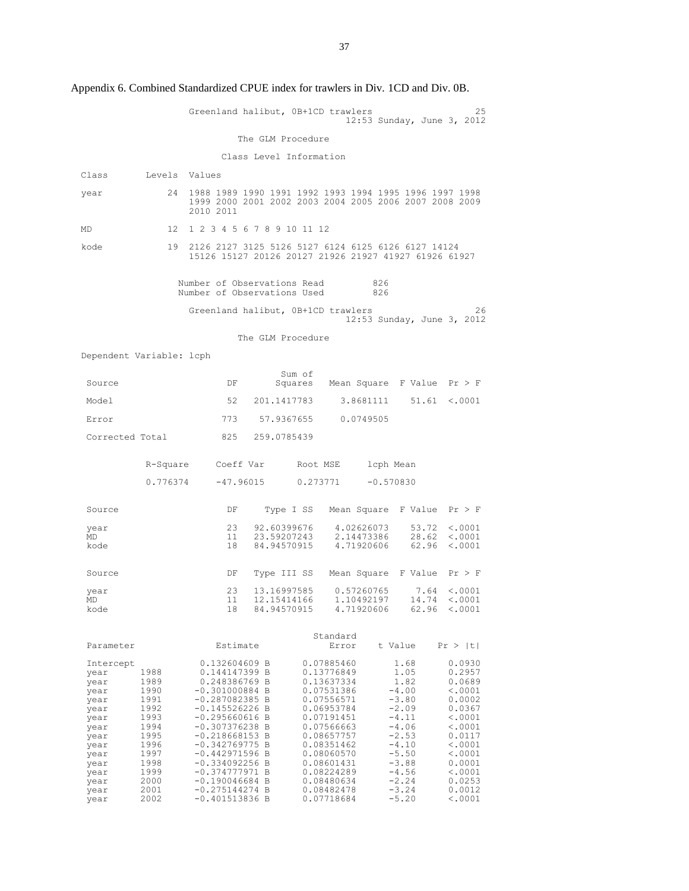Appendix 6. Combined Standardized CPUE index for trawlers in Div. 1CD and Div. 0B.

```
                    Greenland halibut, 0B+1CD trawlers                    25
                                             12:53 Sunday, June 3, 2012

                            The GLM Procedure

                         Class Level Information

 Class       Levels  Values

 year            24  1988 1989 1990 1991 1992 1993 1994 1995 1996 1997 1998
                     1999 2000 2001 2002 2003 2004 2005 2006 2007 2008 2009
                     2010 2011

 MD              12  1 2 3 4 5 6 7 8 9 10 11 12

 kode            19  2126 2127 3125 5126 5127 6124 6125 6126 6127 14124
                     15126 15127 20126 20127 21926 21927 41927 61926 61927


                    Number of Observations Read         826
                    Number of Observations Used         826

                    Greenland halibut, 0B+1CD trawlers                    26
                                             12:53 Sunday, June 3, 2012

                            The GLM Procedure

 Dependent Variable: lcph

                                        Sum of
 Source                      DF        Squares    Mean Square  F Value  Pr > F

 Model                       52    201.1417783      3.8681111    51.61  <.0001

 Error                      773     57.9367655      0.0749505

 Corrected Total            825    259.0785439


           R-Square     Coeff Var      Root MSE     lcph Mean

           0.776374     -47.96015      0.273771     -0.570830


 Source                      DF      Type I SS    Mean Square  F Value  Pr > F

 year                        23    92.60399676     4.02626073    53.72  <.0001
 MD                          11    23.59207243     2.14473386    28.62  <.0001
 kode                        18    84.94570915     4.71920606    62.96  <.0001


 Source                      DF    Type III SS    Mean Square  F Value  Pr > F

 year                        23    13.16997585     0.57260765     7.64  <.0001
 MD                          11    12.15414166     1.10492197    14.74  <.0001
 kode                        18    84.94570915     4.71920606    62.96  <.0001


                                                Standard
 Parameter                Estimate                 Error    t Value    Pr > |t|

 Intercept             0.132604609 B          0.07885460       1.68      0.0930
 year      1988        0.144147399 B          0.13776849       1.05      0.2957
 year      1989        0.248386769 B          0.13637334       1.82      0.0689
 year      1990       -0.301000884 B          0.07531386      -4.00      <.0001
 year      1991       -0.287082385 B          0.07556571      -3.80      0.0002
 year      1992       -0.145526226 B          0.06953784      -2.09      0.0367
 year      1993       -0.295660616 B          0.07191451      -4.11      <.0001
 year      1994       -0.307376238 B          0.07566663      -4.06      <.0001
 year      1995       -0.218668153 B          0.08657757      -2.53      0.0117
 year      1996       -0.342769775 B          0.08351462      -4.10      <.0001
 year      1997       -0.442971596 B          0.08060570      -5.50      <.0001
 year      1998       -0.334092256 B          0.08601431      -3.88      0.0001
 year      1999       -0.374777971 B          0.08224289      -4.56      <.0001
 year      2000       -0.190046684 B          0.08480634      -2.24      0.0253
 year      2001       -0.275144274 B          0.08482478      -3.24      0.0012
 year      2002       -0.401513836 B          0.07718684      -5.20      <.0001
```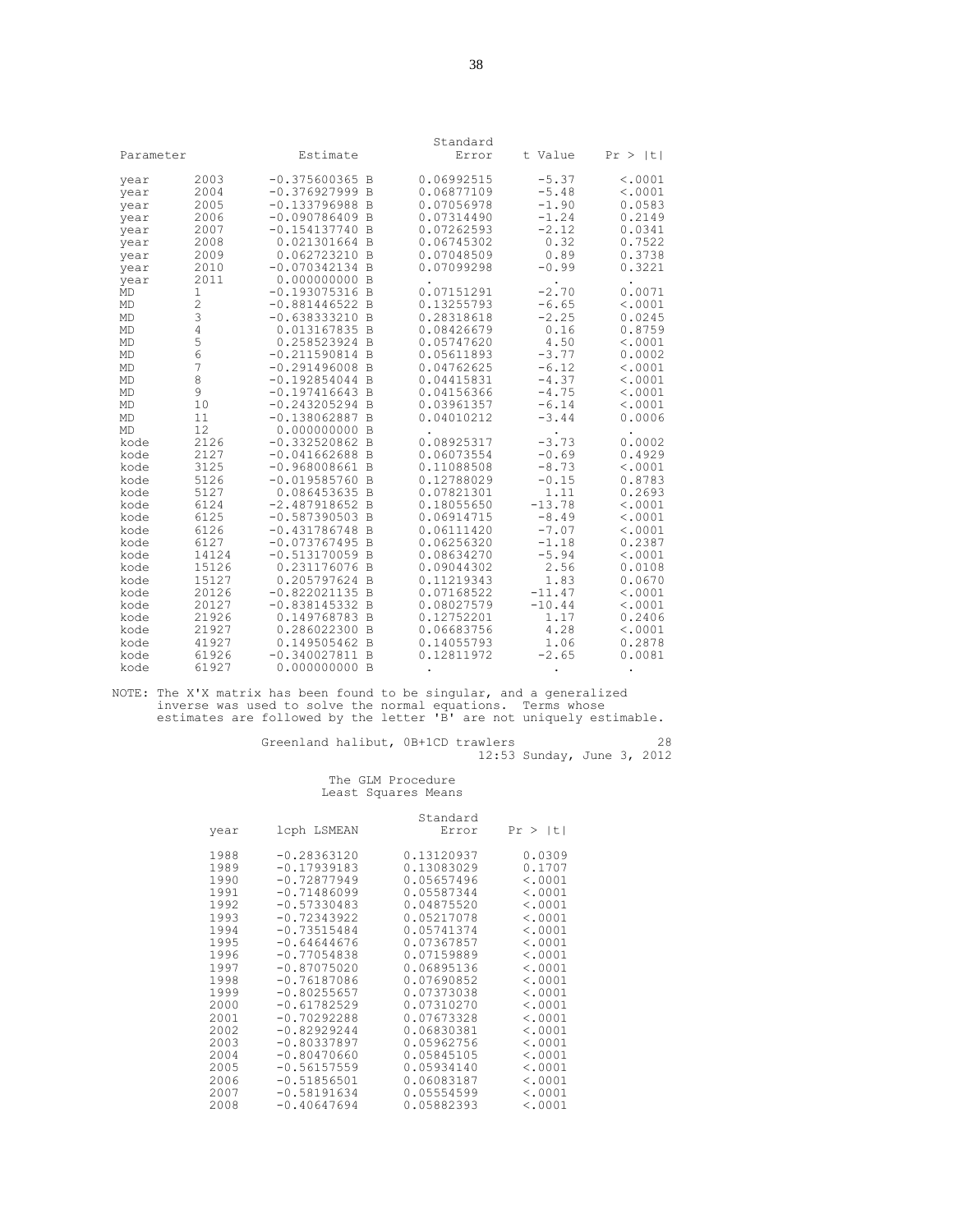| Parameter | | Estimate | Standard Error | t Value | Pr > \|t\| |
|---|---|---|---|---|---|
| year | 2003 | -0.375600365 B | 0.06992515 | -5.37 | <.0001 |
| year | 2004 | -0.376927999 B | 0.06877109 | -5.48 | <.0001 |
| year | 2005 | -0.133796988 B | 0.07056978 | -1.90 | 0.0583 |
| year | 2006 | -0.090786409 B | 0.07314490 | -1.24 | 0.2149 |
| year | 2007 | -0.154137740 B | 0.07262593 | -2.12 | 0.0341 |
| year | 2008 | 0.021301664 B | 0.06745302 | 0.32 | 0.7522 |
| year | 2009 | 0.062723210 B | 0.07048509 | 0.89 | 0.3738 |
| year | 2010 | -0.070342134 B | 0.07099298 | -0.99 | 0.3221 |
| year | 2011 | 0.000000000 B | . | . | . |
| MD | 1 | -0.193075316 B | 0.07151291 | -2.70 | 0.0071 |
| MD | 2 | -0.881446522 B | 0.13255793 | -6.65 | <.0001 |
| MD | 3 | -0.638333210 B | 0.28318618 | -2.25 | 0.0245 |
| MD | 4 | 0.013167835 B | 0.08426679 | 0.16 | 0.8759 |
| MD | 5 | 0.258523924 B | 0.05747620 | 4.50 | <.0001 |
| MD | 6 | -0.211590814 B | 0.05611893 | -3.77 | 0.0002 |
| MD | 7 | -0.291496008 B | 0.04762625 | -6.12 | <.0001 |
| MD | 8 | -0.192854044 B | 0.04415831 | -4.37 | <.0001 |
| MD | 9 | -0.197416643 B | 0.04156366 | -4.75 | <.0001 |
| MD | 10 | -0.243205294 B | 0.03961357 | -6.14 | <.0001 |
| MD | 11 | -0.138062887 B | 0.04010212 | -3.44 | 0.0006 |
| MD | 12 | 0.000000000 B | . | . | . |
| kode | 2126 | -0.332520862 B | 0.08925317 | -3.73 | 0.0002 |
| kode | 2127 | -0.041662688 B | 0.06073554 | -0.69 | 0.4929 |
| kode | 3125 | -0.968008661 B | 0.11088508 | -8.73 | <.0001 |
| kode | 5126 | -0.019585760 B | 0.12788029 | -0.15 | 0.8783 |
| kode | 5127 | 0.086453635 B | 0.07821301 | 1.11 | 0.2693 |
| kode | 6124 | -2.487918652 B | 0.18055650 | -13.78 | <.0001 |
| kode | 6125 | -0.587390503 B | 0.06914715 | -8.49 | <.0001 |
| kode | 6126 | -0.431786748 B | 0.06111420 | -7.07 | <.0001 |
| kode | 6127 | -0.073767495 B | 0.06256320 | -1.18 | 0.2387 |
| kode | 14124 | -0.513170059 B | 0.08634270 | -5.94 | <.0001 |
| kode | 15126 | 0.231176076 B | 0.09044302 | 2.56 | 0.0108 |
| kode | 15127 | 0.205797624 B | 0.11219343 | 1.83 | 0.0670 |
| kode | 20126 | -0.822021135 B | 0.07168522 | -11.47 | <.0001 |
| kode | 20127 | -0.838145332 B | 0.08027579 | -10.44 | <.0001 |
| kode | 21926 | 0.149768783 B | 0.12752201 | 1.17 | 0.2406 |
| kode | 21927 | 0.286022300 B | 0.06683756 | 4.28 | <.0001 |
| kode | 41927 | 0.149505462 B | 0.14055793 | 1.06 | 0.2878 |
| kode | 61926 | -0.340027811 B | 0.12811972 | -2.65 | 0.0081 |
| kode | 61927 | 0.000000000 B | . | . | . |

NOTE: The X'X matrix has been found to be singular, and a generalized inverse was used to solve the normal equations. Terms whose estimates are followed by the letter 'B' are not uniquely estimable.

Greenland halibut, 0B+1CD trawlers 28
12:53 Sunday, June 3, 2012

The GLM Procedure
Least Squares Means

| year | lcph LSMEAN | Standard Error | Pr > \|t\| |
|---|---|---|---|
| 1988 | -0.28363120 | 0.13120937 | 0.0309 |
| 1989 | -0.17939183 | 0.13083029 | 0.1707 |
| 1990 | -0.72877949 | 0.05657496 | <.0001 |
| 1991 | -0.71486099 | 0.05587344 | <.0001 |
| 1992 | -0.57330483 | 0.04875520 | <.0001 |
| 1993 | -0.72343922 | 0.05217078 | <.0001 |
| 1994 | -0.73515484 | 0.05741374 | <.0001 |
| 1995 | -0.64644676 | 0.07367857 | <.0001 |
| 1996 | -0.77054838 | 0.07159889 | <.0001 |
| 1997 | -0.87075020 | 0.06895136 | <.0001 |
| 1998 | -0.76187086 | 0.07690852 | <.0001 |
| 1999 | -0.80255657 | 0.07373038 | <.0001 |
| 2000 | -0.61782529 | 0.07310270 | <.0001 |
| 2001 | -0.70292288 | 0.07673328 | <.0001 |
| 2002 | -0.82929244 | 0.06830381 | <.0001 |
| 2003 | -0.80337897 | 0.05962756 | <.0001 |
| 2004 | -0.80470660 | 0.05845105 | <.0001 |
| 2005 | -0.56157559 | 0.05934140 | <.0001 |
| 2006 | -0.51856501 | 0.06083187 | <.0001 |
| 2007 | -0.58191634 | 0.05554599 | <.0001 |
| 2008 | -0.40647694 | 0.05882393 | <.0001 |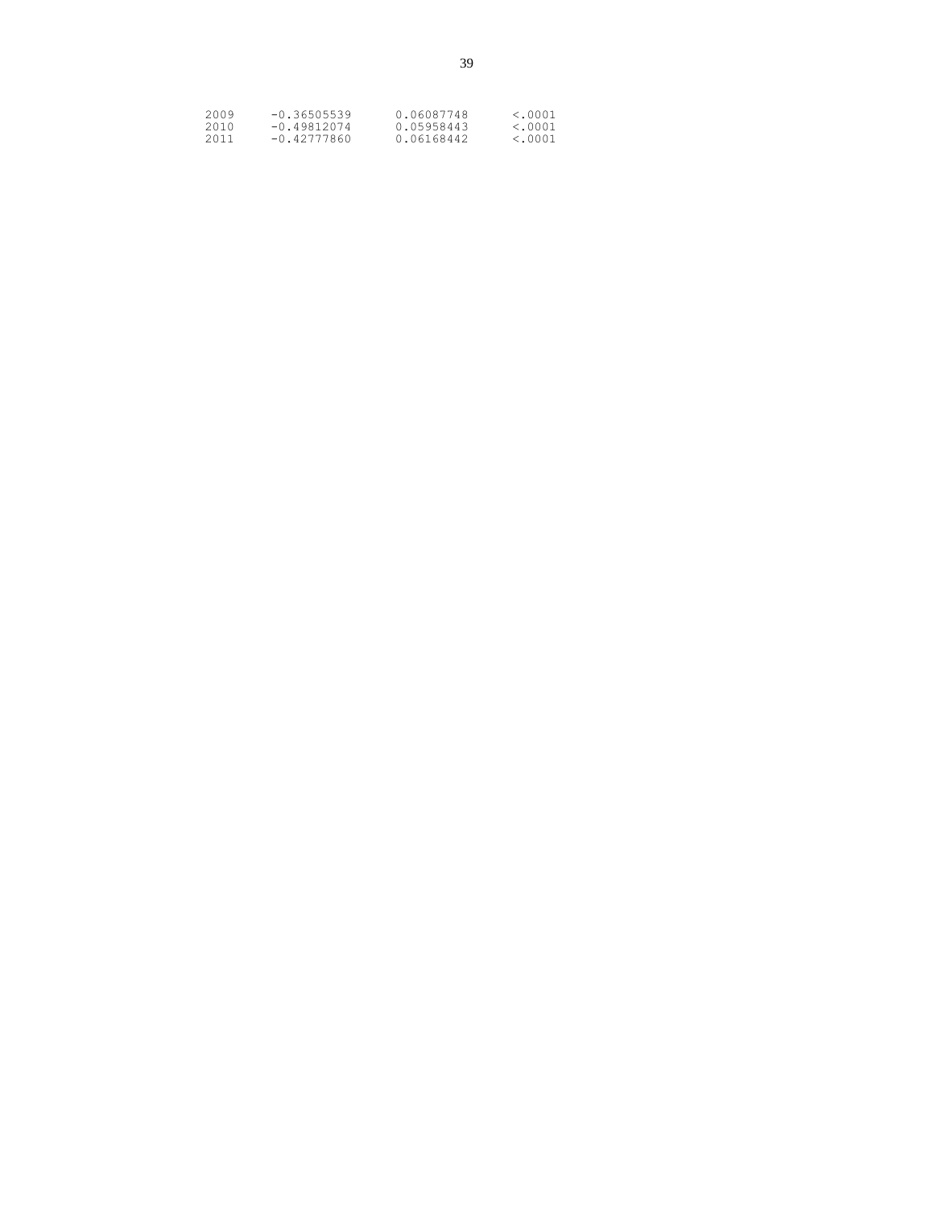| | | | |
|---|---|---|---|
| 2009 | −0.36505539 | 0.06087748 | <.0001 |
| 2010 | −0.49812074 | 0.05958443 | <.0001 |
| 2011 | −0.42777860 | 0.06168442 | <.0001 |